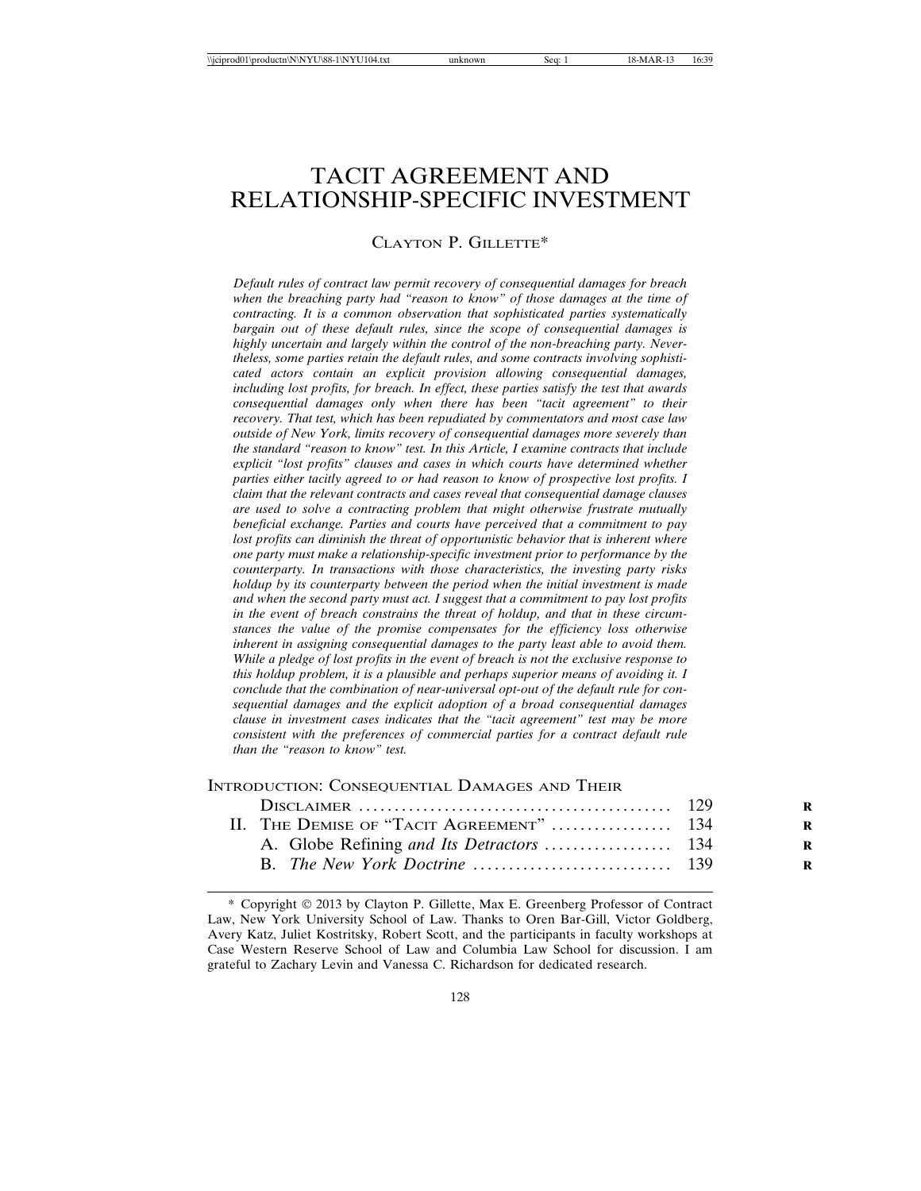# TACIT AGREEMENT AND RELATIONSHIP-SPECIFIC INVESTMENT

CLAYTON P. GILLETTE*

*Default rules of contract law permit recovery of consequential damages for breach when the breaching party had "reason to know" of those damages at the time of contracting. It is a common observation that sophisticated parties systematically bargain out of these default rules, since the scope of consequential damages is highly uncertain and largely within the control of the non-breaching party. Nevertheless, some parties retain the default rules, and some contracts involving sophisticated actors contain an explicit provision allowing consequential damages, including lost profits, for breach. In effect, these parties satisfy the test that awards consequential damages only when there has been "tacit agreement" to their recovery. That test, which has been repudiated by commentators and most case law outside of New York, limits recovery of consequential damages more severely than the standard "reason to know" test. In this Article, I examine contracts that include explicit "lost profits" clauses and cases in which courts have determined whether parties either tacitly agreed to or had reason to know of prospective lost profits. I claim that the relevant contracts and cases reveal that consequential damage clauses are used to solve a contracting problem that might otherwise frustrate mutually beneficial exchange. Parties and courts have perceived that a commitment to pay lost profits can diminish the threat of opportunistic behavior that is inherent where one party must make a relationship-specific investment prior to performance by the counterparty. In transactions with those characteristics, the investing party risks holdup by its counterparty between the period when the initial investment is made and when the second party must act. I suggest that a commitment to pay lost profits in the event of breach constrains the threat of holdup, and that in these circumstances the value of the promise compensates for the efficiency loss otherwise inherent in assigning consequential damages to the party least able to avoid them. While a pledge of lost profits in the event of breach is not the exclusive response to this holdup problem, it is a plausible and perhaps superior means of avoiding it. I conclude that the combination of near-universal opt-out of the default rule for consequential damages and the explicit adoption of a broad consequential damages clause in investment cases indicates that the "tacit agreement" test may be more consistent with the preferences of commercial parties for a contract default rule than the "reason to know" test.*

| | |
|---|---|
| INTRODUCTION: CONSEQUENTIAL DAMAGES AND THEIR DISCLAIMER | 129 |
| II. THE DEMISE OF "TACIT AGREEMENT" | 134 |
| A. *Globe Refining and Its Detractors* | 134 |
| B. *The New York Doctrine* | 139 |

---

\* Copyright © 2013 by Clayton P. Gillette, Max E. Greenberg Professor of Contract Law, New York University School of Law. Thanks to Oren Bar-Gill, Victor Goldberg, Avery Katz, Juliet Kostritsky, Robert Scott, and the participants in faculty workshops at Case Western Reserve School of Law and Columbia Law School for discussion. I am grateful to Zachary Levin and Vanessa C. Richardson for dedicated research.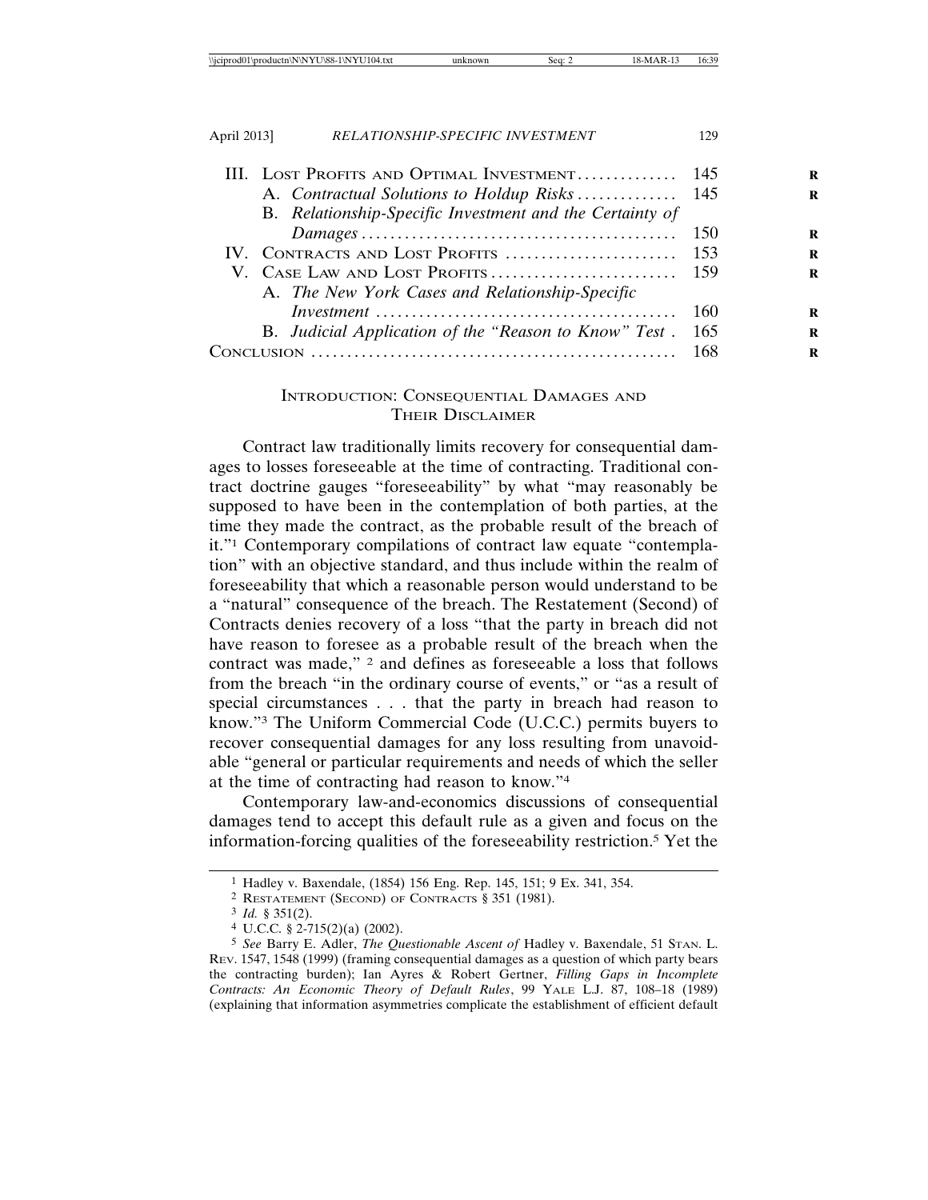III. Lost Profits and Optimal Investment .............. 145
   A. *Contractual Solutions to Holdup Risks* .............. 145
   B. *Relationship-Specific Investment and the Certainty of Damages* .............. 150
IV. Contracts and Lost Profits .............. 153
V. Case Law and Lost Profits .............. 159
   A. *The New York Cases and Relationship-Specific Investment* .............. 160
   B. *Judicial Application of the "Reason to Know" Test* . 165
Conclusion .............. 168

## Introduction: Consequential Damages and Their Disclaimer

Contract law traditionally limits recovery for consequential damages to losses foreseeable at the time of contracting. Traditional contract doctrine gauges "foreseeability" by what "may reasonably be supposed to have been in the contemplation of both parties, at the time they made the contract, as the probable result of the breach of it."[1] Contemporary compilations of contract law equate "contemplation" with an objective standard, and thus include within the realm of foreseeability that which a reasonable person would understand to be a "natural" consequence of the breach. The Restatement (Second) of Contracts denies recovery of a loss "that the party in breach did not have reason to foresee as a probable result of the breach when the contract was made," [2] and defines as foreseeable a loss that follows from the breach "in the ordinary course of events," or "as a result of special circumstances . . . that the party in breach had reason to know."[3] The Uniform Commercial Code (U.C.C.) permits buyers to recover consequential damages for any loss resulting from unavoidable "general or particular requirements and needs of which the seller at the time of contracting had reason to know."[4]

Contemporary law-and-economics discussions of consequential damages tend to accept this default rule as a given and focus on the information-forcing qualities of the foreseeability restriction.[5] Yet the

---

[1] Hadley v. Baxendale, (1854) 156 Eng. Rep. 145, 151; 9 Ex. 341, 354.

[2] Restatement (Second) of Contracts § 351 (1981).

[3] *Id.* § 351(2).

[4] U.C.C. § 2-715(2)(a) (2002).

[5] *See* Barry E. Adler, *The Questionable Ascent of* Hadley v. Baxendale, 51 Stan. L. Rev. 1547, 1548 (1999) (framing consequential damages as a question of which party bears the contracting burden); Ian Ayres & Robert Gertner, *Filling Gaps in Incomplete Contracts: An Economic Theory of Default Rules*, 99 Yale L.J. 87, 108–18 (1989) (explaining that information asymmetries complicate the establishment of efficient default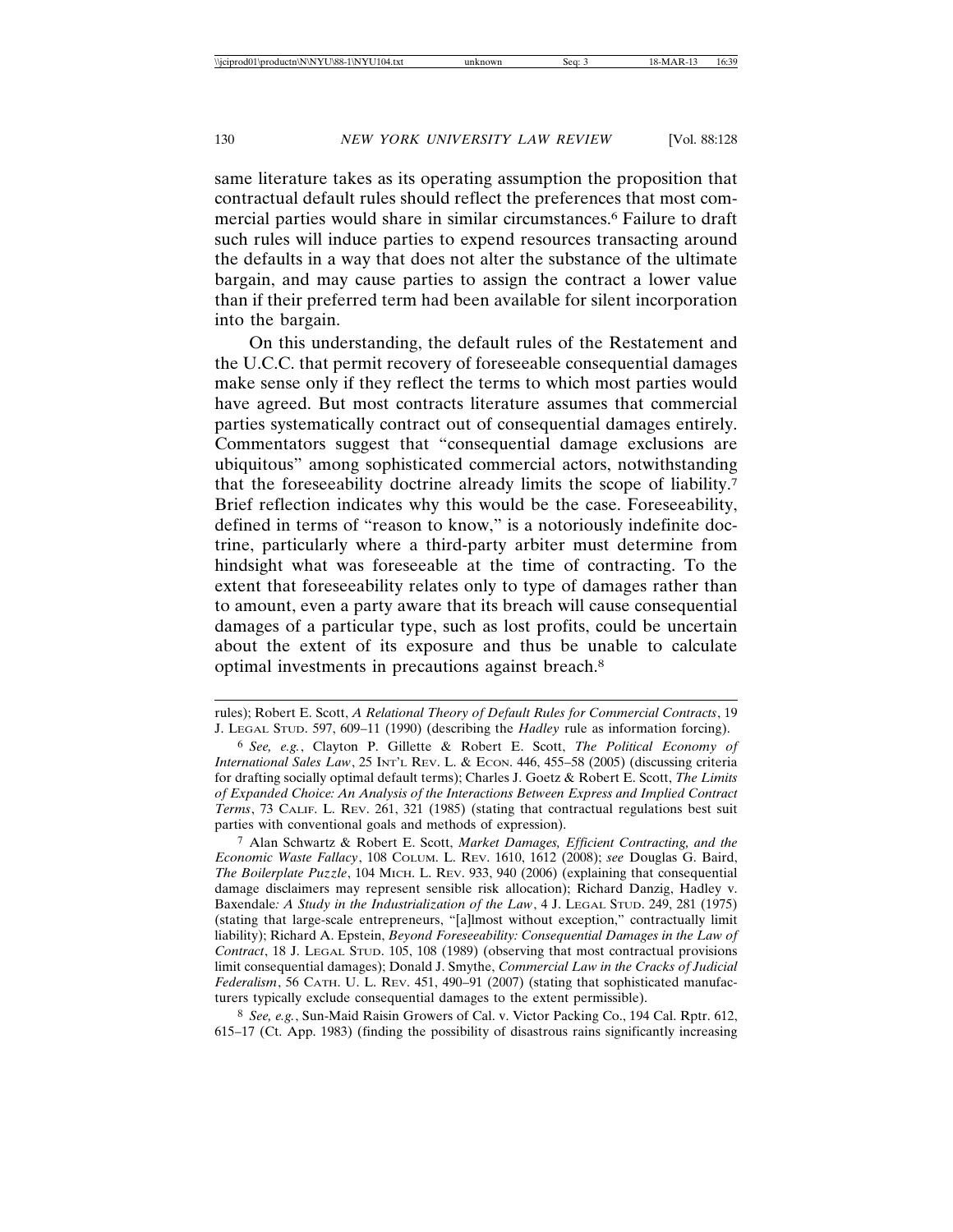same literature takes as its operating assumption the proposition that contractual default rules should reflect the preferences that most commercial parties would share in similar circumstances.[6] Failure to draft such rules will induce parties to expend resources transacting around the defaults in a way that does not alter the substance of the ultimate bargain, and may cause parties to assign the contract a lower value than if their preferred term had been available for silent incorporation into the bargain.

On this understanding, the default rules of the Restatement and the U.C.C. that permit recovery of foreseeable consequential damages make sense only if they reflect the terms to which most parties would have agreed. But most contracts literature assumes that commercial parties systematically contract out of consequential damages entirely. Commentators suggest that "consequential damage exclusions are ubiquitous" among sophisticated commercial actors, notwithstanding that the foreseeability doctrine already limits the scope of liability.[7] Brief reflection indicates why this would be the case. Foreseeability, defined in terms of "reason to know," is a notoriously indefinite doctrine, particularly where a third-party arbiter must determine from hindsight what was foreseeable at the time of contracting. To the extent that foreseeability relates only to type of damages rather than to amount, even a party aware that its breach will cause consequential damages of a particular type, such as lost profits, could be uncertain about the extent of its exposure and thus be unable to calculate optimal investments in precautions against breach.[8]

---

rules); Robert E. Scott, *A Relational Theory of Default Rules for Commercial Contracts*, 19 J. LEGAL STUD. 597, 609–11 (1990) (describing the *Hadley* rule as information forcing).

[6] *See, e.g.*, Clayton P. Gillette & Robert E. Scott, *The Political Economy of International Sales Law*, 25 INT'L REV. L. & ECON. 446, 455–58 (2005) (discussing criteria for drafting socially optimal default terms); Charles J. Goetz & Robert E. Scott, *The Limits of Expanded Choice: An Analysis of the Interactions Between Express and Implied Contract Terms*, 73 CALIF. L. REV. 261, 321 (1985) (stating that contractual regulations best suit parties with conventional goals and methods of expression).

[7] Alan Schwartz & Robert E. Scott, *Market Damages, Efficient Contracting, and the Economic Waste Fallacy*, 108 COLUM. L. REV. 1610, 1612 (2008); *see* Douglas G. Baird, *The Boilerplate Puzzle*, 104 MICH. L. REV. 933, 940 (2006) (explaining that consequential damage disclaimers may represent sensible risk allocation); Richard Danzig, Hadley v. Baxendale*: A Study in the Industrialization of the Law*, 4 J. LEGAL STUD. 249, 281 (1975) (stating that large-scale entrepreneurs, "[a]lmost without exception," contractually limit liability); Richard A. Epstein, *Beyond Foreseeability: Consequential Damages in the Law of Contract*, 18 J. LEGAL STUD. 105, 108 (1989) (observing that most contractual provisions limit consequential damages); Donald J. Smythe, *Commercial Law in the Cracks of Judicial Federalism*, 56 CATH. U. L. REV. 451, 490–91 (2007) (stating that sophisticated manufacturers typically exclude consequential damages to the extent permissible).

[8] *See, e.g.*, Sun-Maid Raisin Growers of Cal. v. Victor Packing Co., 194 Cal. Rptr. 612, 615–17 (Ct. App. 1983) (finding the possibility of disastrous rains significantly increasing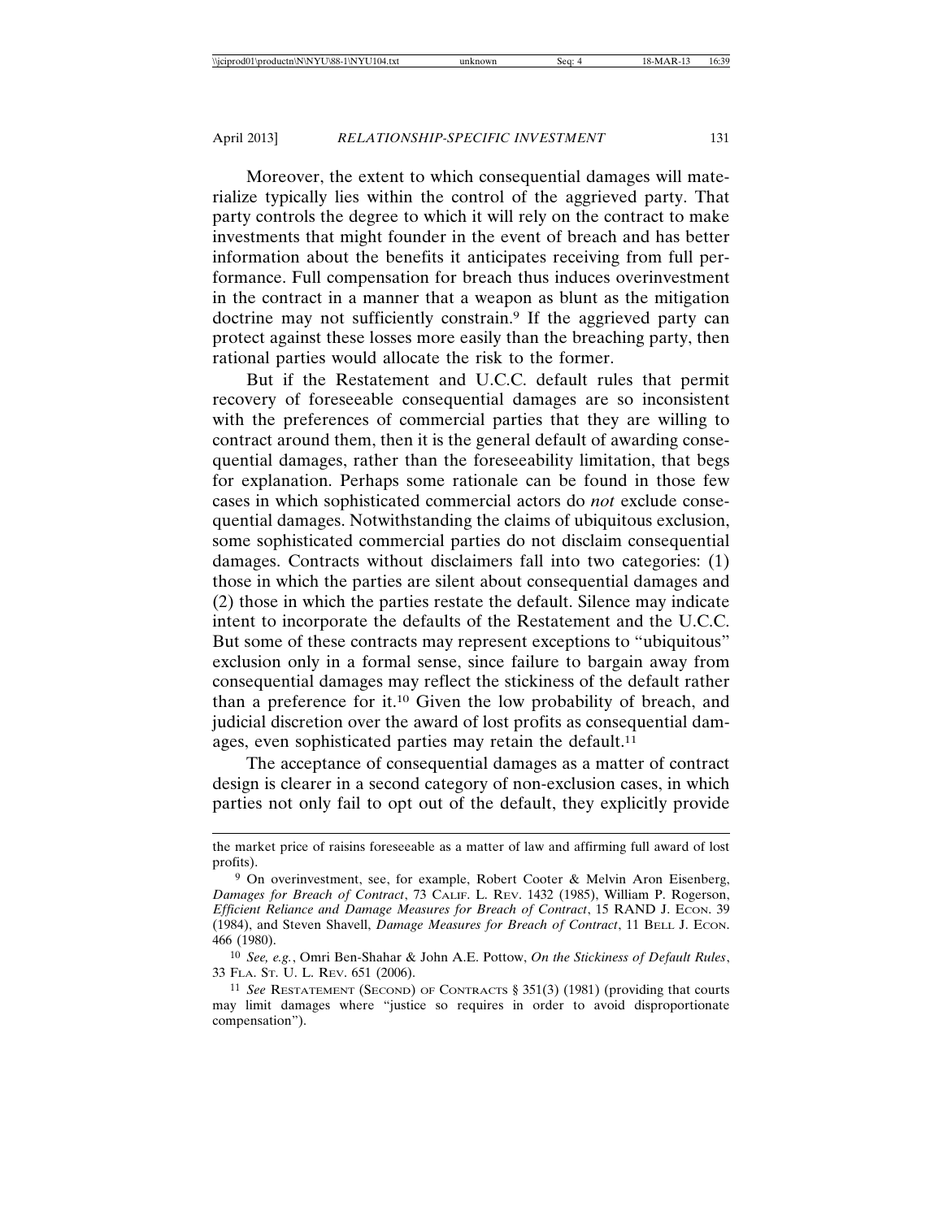Moreover, the extent to which consequential damages will materialize typically lies within the control of the aggrieved party. That party controls the degree to which it will rely on the contract to make investments that might founder in the event of breach and has better information about the benefits it anticipates receiving from full performance. Full compensation for breach thus induces overinvestment in the contract in a manner that a weapon as blunt as the mitigation doctrine may not sufficiently constrain.[9] If the aggrieved party can protect against these losses more easily than the breaching party, then rational parties would allocate the risk to the former.

But if the Restatement and U.C.C. default rules that permit recovery of foreseeable consequential damages are so inconsistent with the preferences of commercial parties that they are willing to contract around them, then it is the general default of awarding consequential damages, rather than the foreseeability limitation, that begs for explanation. Perhaps some rationale can be found in those few cases in which sophisticated commercial actors do *not* exclude consequential damages. Notwithstanding the claims of ubiquitous exclusion, some sophisticated commercial parties do not disclaim consequential damages. Contracts without disclaimers fall into two categories: (1) those in which the parties are silent about consequential damages and (2) those in which the parties restate the default. Silence may indicate intent to incorporate the defaults of the Restatement and the U.C.C. But some of these contracts may represent exceptions to "ubiquitous" exclusion only in a formal sense, since failure to bargain away from consequential damages may reflect the stickiness of the default rather than a preference for it.[10] Given the low probability of breach, and judicial discretion over the award of lost profits as consequential damages, even sophisticated parties may retain the default.[11]

The acceptance of consequential damages as a matter of contract design is clearer in a second category of non-exclusion cases, in which parties not only fail to opt out of the default, they explicitly provide

---

the market price of raisins foreseeable as a matter of law and affirming full award of lost profits).

[9] On overinvestment, see, for example, Robert Cooter & Melvin Aron Eisenberg, *Damages for Breach of Contract*, 73 CALIF. L. REV. 1432 (1985), William P. Rogerson, *Efficient Reliance and Damage Measures for Breach of Contract*, 15 RAND J. ECON. 39 (1984), and Steven Shavell, *Damage Measures for Breach of Contract*, 11 BELL J. ECON. 466 (1980).

[10] *See, e.g.*, Omri Ben-Shahar & John A.E. Pottow, *On the Stickiness of Default Rules*, 33 FLA. ST. U. L. REV. 651 (2006).

[11] *See* RESTATEMENT (SECOND) OF CONTRACTS § 351(3) (1981) (providing that courts may limit damages where "justice so requires in order to avoid disproportionate compensation").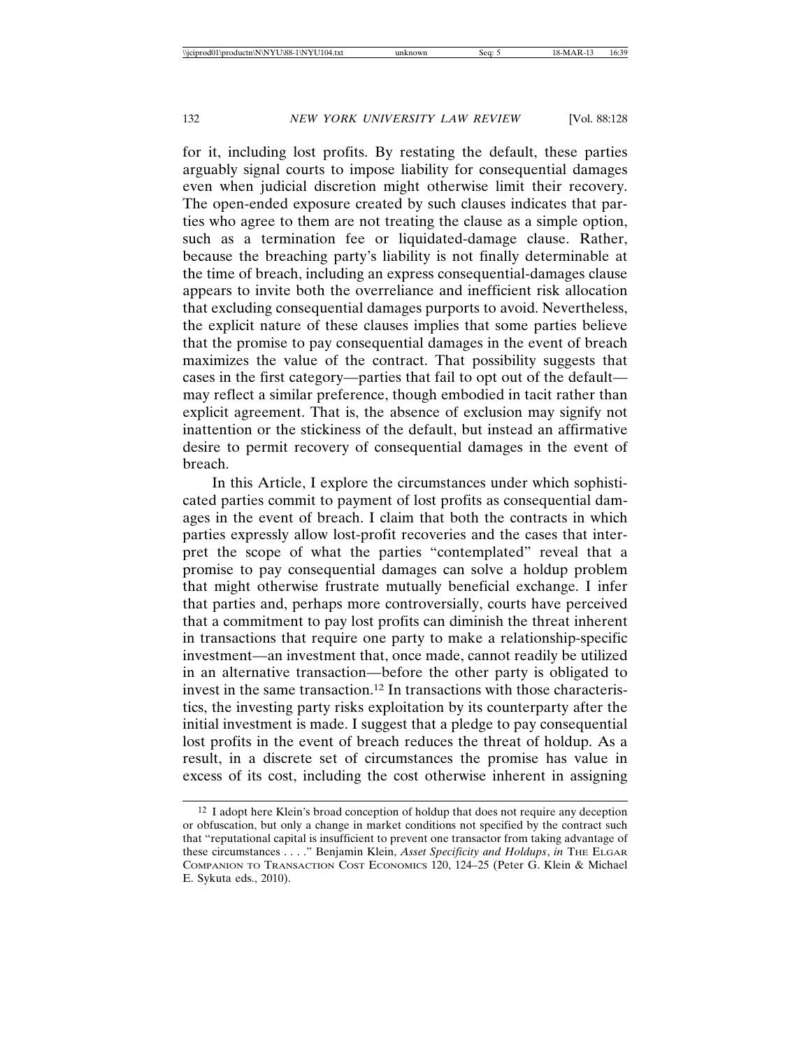for it, including lost profits. By restating the default, these parties arguably signal courts to impose liability for consequential damages even when judicial discretion might otherwise limit their recovery. The open-ended exposure created by such clauses indicates that parties who agree to them are not treating the clause as a simple option, such as a termination fee or liquidated-damage clause. Rather, because the breaching party's liability is not finally determinable at the time of breach, including an express consequential-damages clause appears to invite both the overreliance and inefficient risk allocation that excluding consequential damages purports to avoid. Nevertheless, the explicit nature of these clauses implies that some parties believe that the promise to pay consequential damages in the event of breach maximizes the value of the contract. That possibility suggests that cases in the first category—parties that fail to opt out of the default—may reflect a similar preference, though embodied in tacit rather than explicit agreement. That is, the absence of exclusion may signify not inattention or the stickiness of the default, but instead an affirmative desire to permit recovery of consequential damages in the event of breach.

In this Article, I explore the circumstances under which sophisticated parties commit to payment of lost profits as consequential damages in the event of breach. I claim that both the contracts in which parties expressly allow lost-profit recoveries and the cases that interpret the scope of what the parties "contemplated" reveal that a promise to pay consequential damages can solve a holdup problem that might otherwise frustrate mutually beneficial exchange. I infer that parties and, perhaps more controversially, courts have perceived that a commitment to pay lost profits can diminish the threat inherent in transactions that require one party to make a relationship-specific investment—an investment that, once made, cannot readily be utilized in an alternative transaction—before the other party is obligated to invest in the same transaction.[12] In transactions with those characteristics, the investing party risks exploitation by its counterparty after the initial investment is made. I suggest that a pledge to pay consequential lost profits in the event of breach reduces the threat of holdup. As a result, in a discrete set of circumstances the promise has value in excess of its cost, including the cost otherwise inherent in assigning

[12] I adopt here Klein's broad conception of holdup that does not require any deception or obfuscation, but only a change in market conditions not specified by the contract such that "reputational capital is insufficient to prevent one transactor from taking advantage of these circumstances . . . ." Benjamin Klein, *Asset Specificity and Holdups*, *in* THE ELGAR COMPANION TO TRANSACTION COST ECONOMICS 120, 124–25 (Peter G. Klein & Michael E. Sykuta eds., 2010).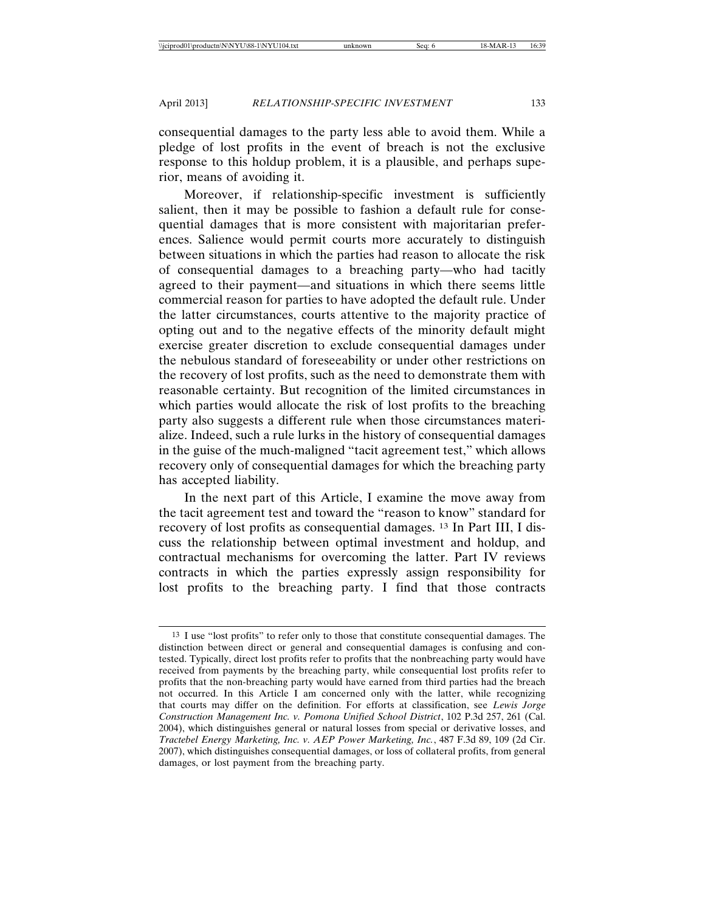consequential damages to the party less able to avoid them. While a pledge of lost profits in the event of breach is not the exclusive response to this holdup problem, it is a plausible, and perhaps superior, means of avoiding it.

Moreover, if relationship-specific investment is sufficiently salient, then it may be possible to fashion a default rule for consequential damages that is more consistent with majoritarian preferences. Salience would permit courts more accurately to distinguish between situations in which the parties had reason to allocate the risk of consequential damages to a breaching party—who had tacitly agreed to their payment—and situations in which there seems little commercial reason for parties to have adopted the default rule. Under the latter circumstances, courts attentive to the majority practice of opting out and to the negative effects of the minority default might exercise greater discretion to exclude consequential damages under the nebulous standard of foreseeability or under other restrictions on the recovery of lost profits, such as the need to demonstrate them with reasonable certainty. But recognition of the limited circumstances in which parties would allocate the risk of lost profits to the breaching party also suggests a different rule when those circumstances materialize. Indeed, such a rule lurks in the history of consequential damages in the guise of the much-maligned "tacit agreement test," which allows recovery only of consequential damages for which the breaching party has accepted liability.

In the next part of this Article, I examine the move away from the tacit agreement test and toward the "reason to know" standard for recovery of lost profits as consequential damages.[13] In Part III, I discuss the relationship between optimal investment and holdup, and contractual mechanisms for overcoming the latter. Part IV reviews contracts in which the parties expressly assign responsibility for lost profits to the breaching party. I find that those contracts

---

[13] I use "lost profits" to refer only to those that constitute consequential damages. The distinction between direct or general and consequential damages is confusing and contested. Typically, direct lost profits refer to profits that the nonbreaching party would have received from payments by the breaching party, while consequential lost profits refer to profits that the non-breaching party would have earned from third parties had the breach not occurred. In this Article I am concerned only with the latter, while recognizing that courts may differ on the definition. For efforts at classification, see *Lewis Jorge Construction Management Inc. v. Pomona Unified School District*, 102 P.3d 257, 261 (Cal. 2004), which distinguishes general or natural losses from special or derivative losses, and *Tractebel Energy Marketing, Inc. v. AEP Power Marketing, Inc.*, 487 F.3d 89, 109 (2d Cir. 2007), which distinguishes consequential damages, or loss of collateral profits, from general damages, or lost payment from the breaching party.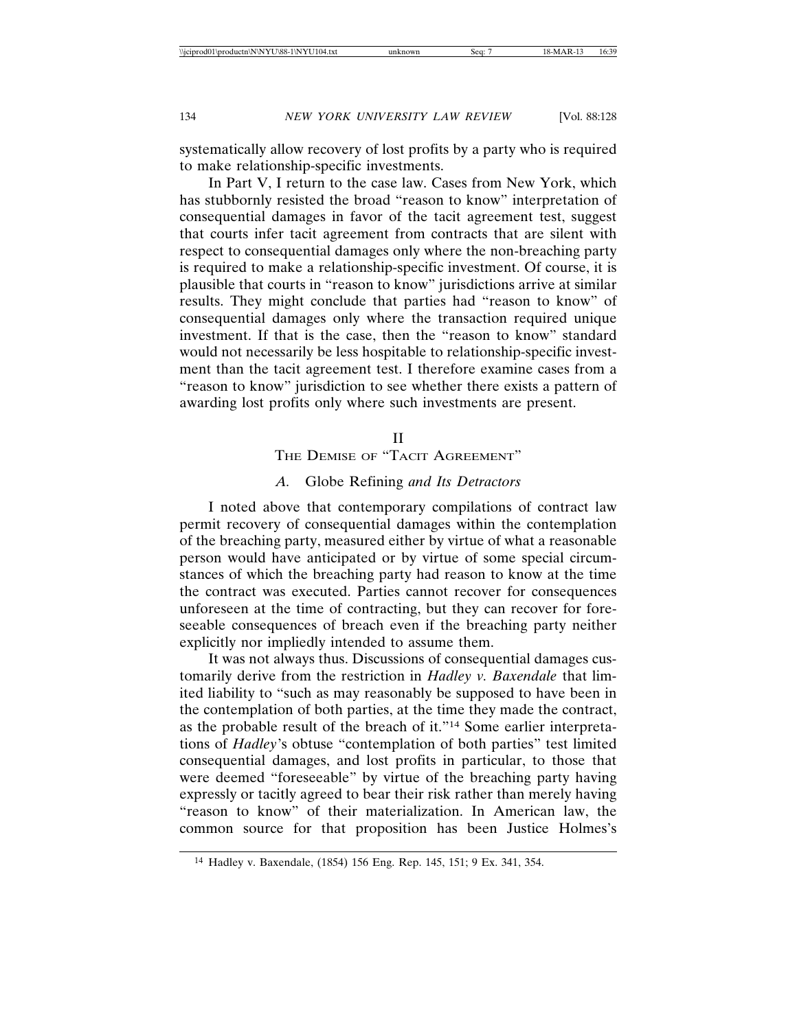systematically allow recovery of lost profits by a party who is required to make relationship-specific investments.

In Part V, I return to the case law. Cases from New York, which has stubbornly resisted the broad "reason to know" interpretation of consequential damages in favor of the tacit agreement test, suggest that courts infer tacit agreement from contracts that are silent with respect to consequential damages only where the non-breaching party is required to make a relationship-specific investment. Of course, it is plausible that courts in "reason to know" jurisdictions arrive at similar results. They might conclude that parties had "reason to know" of consequential damages only where the transaction required unique investment. If that is the case, then the "reason to know" standard would not necessarily be less hospitable to relationship-specific investment than the tacit agreement test. I therefore examine cases from a "reason to know" jurisdiction to see whether there exists a pattern of awarding lost profits only where such investments are present.

## II
## The Demise of "Tacit Agreement"

### A. *Globe Refining and Its Detractors*

I noted above that contemporary compilations of contract law permit recovery of consequential damages within the contemplation of the breaching party, measured either by virtue of what a reasonable person would have anticipated or by virtue of some special circumstances of which the breaching party had reason to know at the time the contract was executed. Parties cannot recover for consequences unforeseen at the time of contracting, but they can recover for foreseeable consequences of breach even if the breaching party neither explicitly nor impliedly intended to assume them.

It was not always thus. Discussions of consequential damages customarily derive from the restriction in *Hadley v. Baxendale* that limited liability to "such as may reasonably be supposed to have been in the contemplation of both parties, at the time they made the contract, as the probable result of the breach of it."[14] Some earlier interpretations of *Hadley*'s obtuse "contemplation of both parties" test limited consequential damages, and lost profits in particular, to those that were deemed "foreseeable" by virtue of the breaching party having expressly or tacitly agreed to bear their risk rather than merely having "reason to know" of their materialization. In American law, the common source for that proposition has been Justice Holmes's

[14] Hadley v. Baxendale, (1854) 156 Eng. Rep. 145, 151; 9 Ex. 341, 354.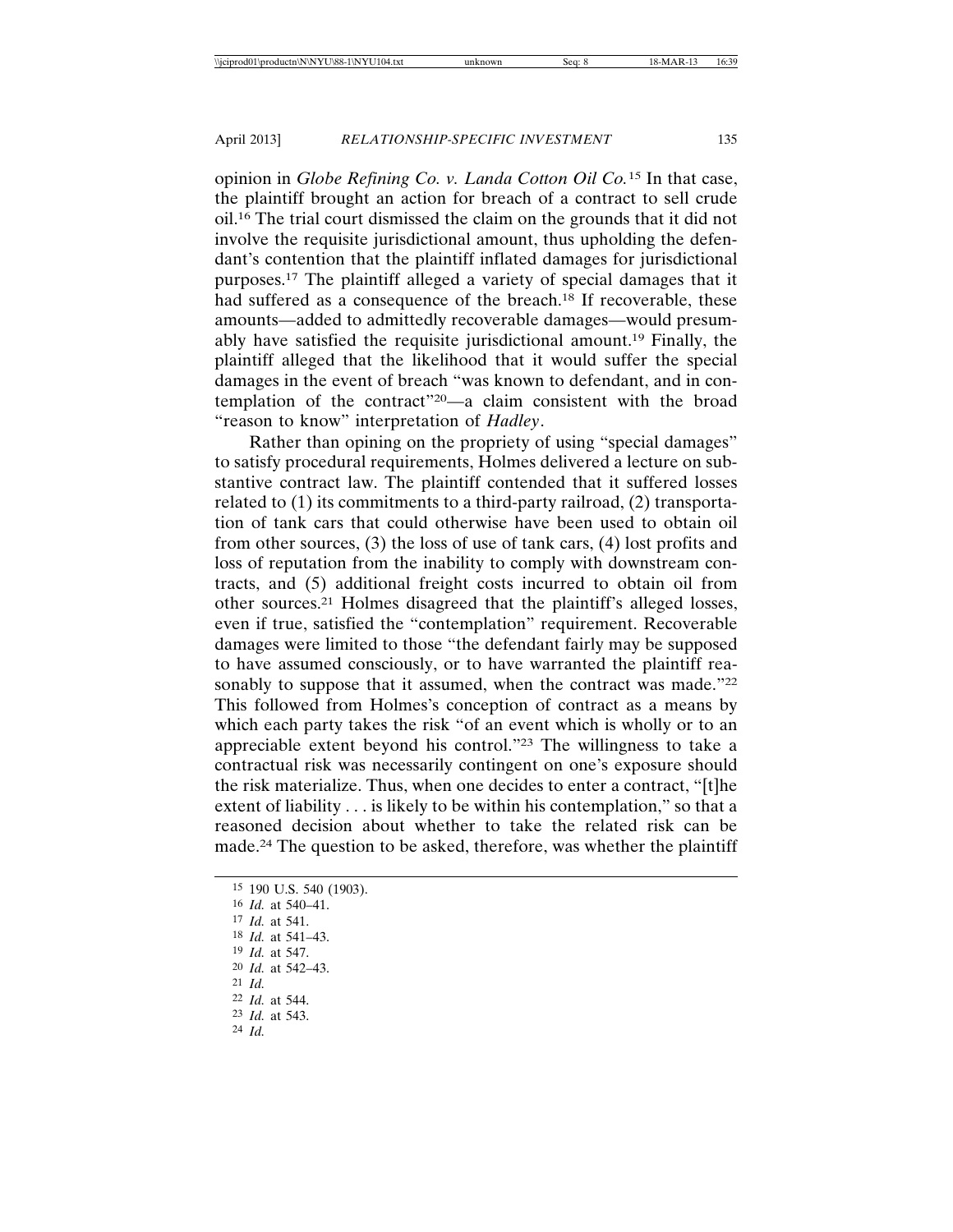opinion in *Globe Refining Co. v. Landa Cotton Oil Co.*[15] In that case, the plaintiff brought an action for breach of a contract to sell crude oil.[16] The trial court dismissed the claim on the grounds that it did not involve the requisite jurisdictional amount, thus upholding the defendant's contention that the plaintiff inflated damages for jurisdictional purposes.[17] The plaintiff alleged a variety of special damages that it had suffered as a consequence of the breach.[18] If recoverable, these amounts—added to admittedly recoverable damages—would presumably have satisfied the requisite jurisdictional amount.[19] Finally, the plaintiff alleged that the likelihood that it would suffer the special damages in the event of breach "was known to defendant, and in contemplation of the contract"[20]—a claim consistent with the broad "reason to know" interpretation of *Hadley*.

Rather than opining on the propriety of using "special damages" to satisfy procedural requirements, Holmes delivered a lecture on substantive contract law. The plaintiff contended that it suffered losses related to (1) its commitments to a third-party railroad, (2) transportation of tank cars that could otherwise have been used to obtain oil from other sources, (3) the loss of use of tank cars, (4) lost profits and loss of reputation from the inability to comply with downstream contracts, and (5) additional freight costs incurred to obtain oil from other sources.[21] Holmes disagreed that the plaintiff's alleged losses, even if true, satisfied the "contemplation" requirement. Recoverable damages were limited to those "the defendant fairly may be supposed to have assumed consciously, or to have warranted the plaintiff reasonably to suppose that it assumed, when the contract was made."[22] This followed from Holmes's conception of contract as a means by which each party takes the risk "of an event which is wholly or to an appreciable extent beyond his control."[23] The willingness to take a contractual risk was necessarily contingent on one's exposure should the risk materialize. Thus, when one decides to enter a contract, "[t]he extent of liability . . . is likely to be within his contemplation," so that a reasoned decision about whether to take the related risk can be made.[24] The question to be asked, therefore, was whether the plaintiff

---

15 190 U.S. 540 (1903).

16 *Id.* at 540–41.

17 *Id.* at 541.

18 *Id.* at 541–43.

19 *Id.* at 547.

20 *Id.* at 542–43.

21 *Id.*

22 *Id.* at 544.

23 *Id.* at 543.

24 *Id.*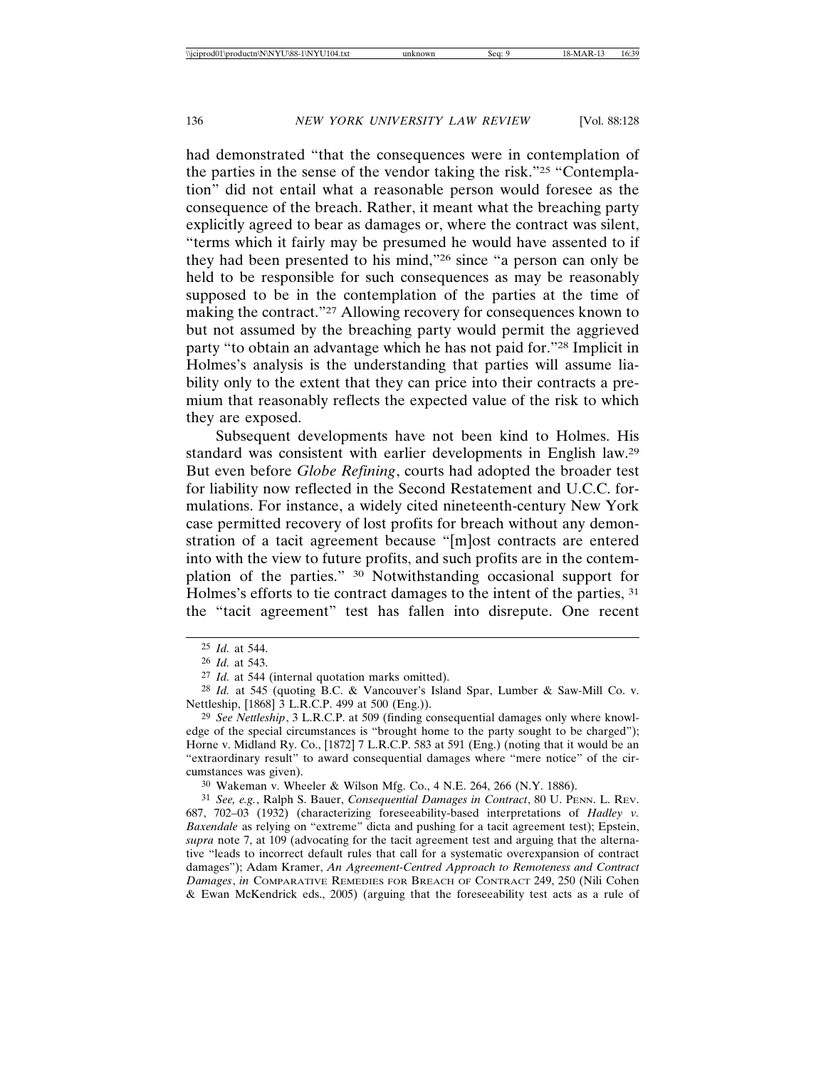had demonstrated "that the consequences were in contemplation of the parties in the sense of the vendor taking the risk."[25] "Contemplation" did not entail what a reasonable person would foresee as the consequence of the breach. Rather, it meant what the breaching party explicitly agreed to bear as damages or, where the contract was silent, "terms which it fairly may be presumed he would have assented to if they had been presented to his mind,"[26] since "a person can only be held to be responsible for such consequences as may be reasonably supposed to be in the contemplation of the parties at the time of making the contract."[27] Allowing recovery for consequences known to but not assumed by the breaching party would permit the aggrieved party "to obtain an advantage which he has not paid for."[28] Implicit in Holmes's analysis is the understanding that parties will assume liability only to the extent that they can price into their contracts a premium that reasonably reflects the expected value of the risk to which they are exposed.

Subsequent developments have not been kind to Holmes. His standard was consistent with earlier developments in English law.[29] But even before *Globe Refining*, courts had adopted the broader test for liability now reflected in the Second Restatement and U.C.C. formulations. For instance, a widely cited nineteenth-century New York case permitted recovery of lost profits for breach without any demonstration of a tacit agreement because "[m]ost contracts are entered into with the view to future profits, and such profits are in the contemplation of the parties." [30] Notwithstanding occasional support for Holmes's efforts to tie contract damages to the intent of the parties, [31] the "tacit agreement" test has fallen into disrepute. One recent

---

[25] *Id.* at 544.

[26] *Id.* at 543.

[27] *Id.* at 544 (internal quotation marks omitted).

[28] *Id.* at 545 (quoting B.C. & Vancouver's Island Spar, Lumber & Saw-Mill Co. v. Nettleship, [1868] 3 L.R.C.P. 499 at 500 (Eng.)).

[29] *See Nettleship*, 3 L.R.C.P. at 509 (finding consequential damages only where knowledge of the special circumstances is "brought home to the party sought to be charged"); Horne v. Midland Ry. Co., [1872] 7 L.R.C.P. 583 at 591 (Eng.) (noting that it would be an "extraordinary result" to award consequential damages where "mere notice" of the circumstances was given).

[30] Wakeman v. Wheeler & Wilson Mfg. Co., 4 N.E. 264, 266 (N.Y. 1886).

[31] *See, e.g.*, Ralph S. Bauer, *Consequential Damages in Contract*, 80 U. PENN. L. REV. 687, 702–03 (1932) (characterizing foreseeability-based interpretations of *Hadley v. Baxendale* as relying on "extreme" dicta and pushing for a tacit agreement test); Epstein, *supra* note 7, at 109 (advocating for the tacit agreement test and arguing that the alternative "leads to incorrect default rules that call for a systematic overexpansion of contract damages"); Adam Kramer, *An Agreement-Centred Approach to Remoteness and Contract Damages*, *in* COMPARATIVE REMEDIES FOR BREACH OF CONTRACT 249, 250 (Nili Cohen & Ewan McKendrick eds., 2005) (arguing that the foreseeability test acts as a rule of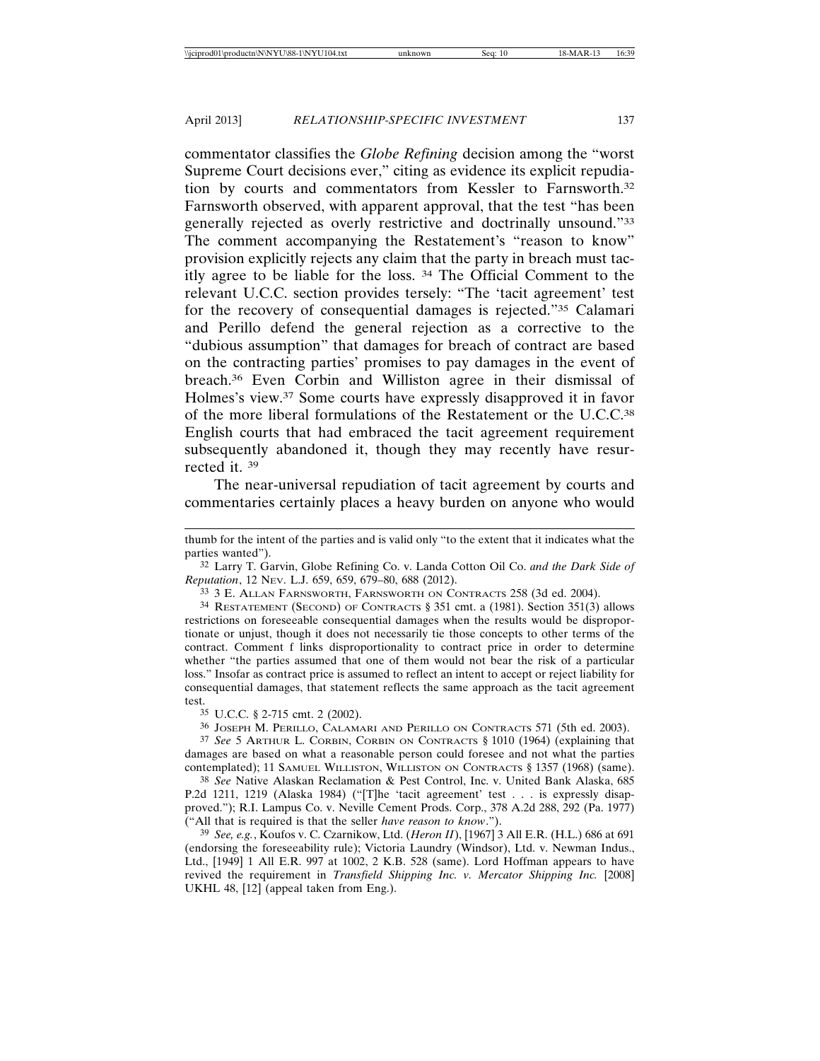commentator classifies the *Globe Refining* decision among the "worst Supreme Court decisions ever," citing as evidence its explicit repudiation by courts and commentators from Kessler to Farnsworth.[32] Farnsworth observed, with apparent approval, that the test "has been generally rejected as overly restrictive and doctrinally unsound."[33] The comment accompanying the Restatement's "reason to know" provision explicitly rejects any claim that the party in breach must tacitly agree to be liable for the loss. [34] The Official Comment to the relevant U.C.C. section provides tersely: "The 'tacit agreement' test for the recovery of consequential damages is rejected."[35] Calamari and Perillo defend the general rejection as a corrective to the "dubious assumption" that damages for breach of contract are based on the contracting parties' promises to pay damages in the event of breach.[36] Even Corbin and Williston agree in their dismissal of Holmes's view.[37] Some courts have expressly disapproved it in favor of the more liberal formulations of the Restatement or the U.C.C.[38] English courts that had embraced the tacit agreement requirement subsequently abandoned it, though they may recently have resurrected it. [39]

The near-universal repudiation of tacit agreement by courts and commentaries certainly places a heavy burden on anyone who would

---

thumb for the intent of the parties and is valid only "to the extent that it indicates what the parties wanted").

[32] Larry T. Garvin, Globe Refining Co. v. Landa Cotton Oil Co. *and the Dark Side of Reputation*, 12 NEV. L.J. 659, 659, 679–80, 688 (2012).

[33] 3 E. ALLAN FARNSWORTH, FARNSWORTH ON CONTRACTS 258 (3d ed. 2004).

[34] RESTATEMENT (SECOND) OF CONTRACTS § 351 cmt. a (1981). Section 351(3) allows restrictions on foreseeable consequential damages when the results would be disproportionate or unjust, though it does not necessarily tie those concepts to other terms of the contract. Comment f links disproportionality to contract price in order to determine whether "the parties assumed that one of them would not bear the risk of a particular loss." Insofar as contract price is assumed to reflect an intent to accept or reject liability for consequential damages, that statement reflects the same approach as the tacit agreement test.

[35] U.C.C. § 2-715 cmt. 2 (2002).

[36] JOSEPH M. PERILLO, CALAMARI AND PERILLO ON CONTRACTS 571 (5th ed. 2003).

[37] *See* 5 ARTHUR L. CORBIN, CORBIN ON CONTRACTS § 1010 (1964) (explaining that damages are based on what a reasonable person could foresee and not what the parties contemplated); 11 SAMUEL WILLISTON, WILLISTON ON CONTRACTS § 1357 (1968) (same).

[38] *See* Native Alaskan Reclamation & Pest Control, Inc. v. United Bank Alaska, 685 P.2d 1211, 1219 (Alaska 1984) ("[T]he 'tacit agreement' test . . . is expressly disapproved."); R.I. Lampus Co. v. Neville Cement Prods. Corp., 378 A.2d 288, 292 (Pa. 1977) ("All that is required is that the seller *have reason to know*.").

[39] *See, e.g.*, Koufos v. C. Czarnikow, Ltd. (*Heron II*), [1967] 3 All E.R. (H.L.) 686 at 691 (endorsing the foreseeability rule); Victoria Laundry (Windsor), Ltd. v. Newman Indus., Ltd., [1949] 1 All E.R. 997 at 1002, 2 K.B. 528 (same). Lord Hoffman appears to have revived the requirement in *Transfield Shipping Inc. v. Mercator Shipping Inc.* [2008] UKHL 48, [12] (appeal taken from Eng.).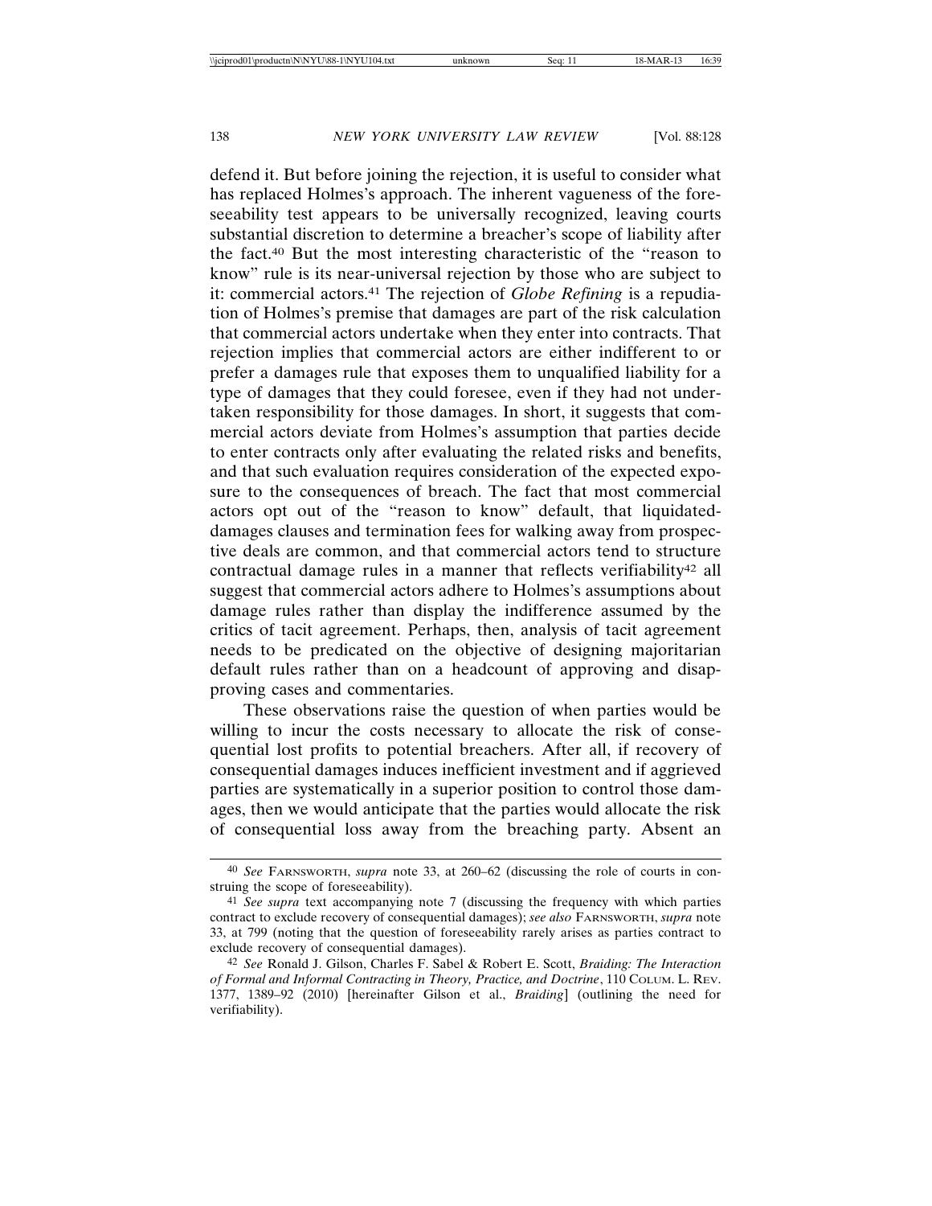defend it. But before joining the rejection, it is useful to consider what has replaced Holmes's approach. The inherent vagueness of the foreseeability test appears to be universally recognized, leaving courts substantial discretion to determine a breacher's scope of liability after the fact.[40] But the most interesting characteristic of the "reason to know" rule is its near-universal rejection by those who are subject to it: commercial actors.[41] The rejection of *Globe Refining* is a repudiation of Holmes's premise that damages are part of the risk calculation that commercial actors undertake when they enter into contracts. That rejection implies that commercial actors are either indifferent to or prefer a damages rule that exposes them to unqualified liability for a type of damages that they could foresee, even if they had not undertaken responsibility for those damages. In short, it suggests that commercial actors deviate from Holmes's assumption that parties decide to enter contracts only after evaluating the related risks and benefits, and that such evaluation requires consideration of the expected exposure to the consequences of breach. The fact that most commercial actors opt out of the "reason to know" default, that liquidated-damages clauses and termination fees for walking away from prospective deals are common, and that commercial actors tend to structure contractual damage rules in a manner that reflects verifiability[42] all suggest that commercial actors adhere to Holmes's assumptions about damage rules rather than display the indifference assumed by the critics of tacit agreement. Perhaps, then, analysis of tacit agreement needs to be predicated on the objective of designing majoritarian default rules rather than on a headcount of approving and disapproving cases and commentaries.

These observations raise the question of when parties would be willing to incur the costs necessary to allocate the risk of consequential lost profits to potential breachers. After all, if recovery of consequential damages induces inefficient investment and if aggrieved parties are systematically in a superior position to control those damages, then we would anticipate that the parties would allocate the risk of consequential loss away from the breaching party. Absent an

---

[40] *See* FARNSWORTH, *supra* note 33, at 260–62 (discussing the role of courts in construing the scope of foreseeability).

[41] *See supra* text accompanying note 7 (discussing the frequency with which parties contract to exclude recovery of consequential damages); *see also* FARNSWORTH, *supra* note 33, at 799 (noting that the question of foreseeability rarely arises as parties contract to exclude recovery of consequential damages).

[42] *See* Ronald J. Gilson, Charles F. Sabel & Robert E. Scott, *Braiding: The Interaction of Formal and Informal Contracting in Theory, Practice, and Doctrine*, 110 COLUM. L. REV. 1377, 1389–92 (2010) [hereinafter Gilson et al., *Braiding*] (outlining the need for verifiability).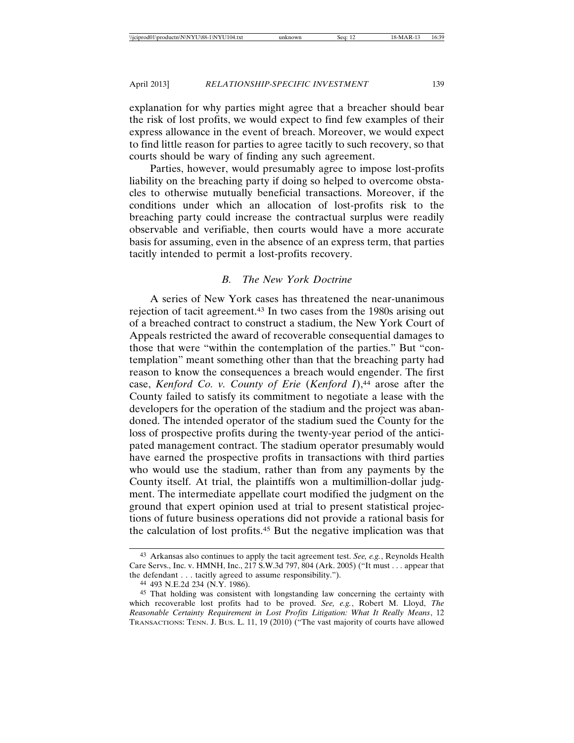explanation for why parties might agree that a breacher should bear the risk of lost profits, we would expect to find few examples of their express allowance in the event of breach. Moreover, we would expect to find little reason for parties to agree tacitly to such recovery, so that courts should be wary of finding any such agreement.

Parties, however, would presumably agree to impose lost-profits liability on the breaching party if doing so helped to overcome obstacles to otherwise mutually beneficial transactions. Moreover, if the conditions under which an allocation of lost-profits risk to the breaching party could increase the contractual surplus were readily observable and verifiable, then courts would have a more accurate basis for assuming, even in the absence of an express term, that parties tacitly intended to permit a lost-profits recovery.

### *B. The New York Doctrine*

A series of New York cases has threatened the near-unanimous rejection of tacit agreement.[43] In two cases from the 1980s arising out of a breached contract to construct a stadium, the New York Court of Appeals restricted the award of recoverable consequential damages to those that were "within the contemplation of the parties." But "contemplation" meant something other than that the breaching party had reason to know the consequences a breach would engender. The first case, *Kenford Co. v. County of Erie* (*Kenford I*),[44] arose after the County failed to satisfy its commitment to negotiate a lease with the developers for the operation of the stadium and the project was abandoned. The intended operator of the stadium sued the County for the loss of prospective profits during the twenty-year period of the anticipated management contract. The stadium operator presumably would have earned the prospective profits in transactions with third parties who would use the stadium, rather than from any payments by the County itself. At trial, the plaintiffs won a multimillion-dollar judgment. The intermediate appellate court modified the judgment on the ground that expert opinion used at trial to present statistical projections of future business operations did not provide a rational basis for the calculation of lost profits.[45] But the negative implication was that

---

[43] Arkansas also continues to apply the tacit agreement test. *See, e.g.*, Reynolds Health Care Servs., Inc. v. HMNH, Inc., 217 S.W.3d 797, 804 (Ark. 2005) ("It must . . . appear that the defendant . . . tacitly agreed to assume responsibility.").

[44] 493 N.E.2d 234 (N.Y. 1986).

[45] That holding was consistent with longstanding law concerning the certainty with which recoverable lost profits had to be proved. *See, e.g.*, Robert M. Lloyd, *The Reasonable Certainty Requirement in Lost Profits Litigation: What It Really Means*, 12 TRANSACTIONS: TENN. J. BUS. L. 11, 19 (2010) ("The vast majority of courts have allowed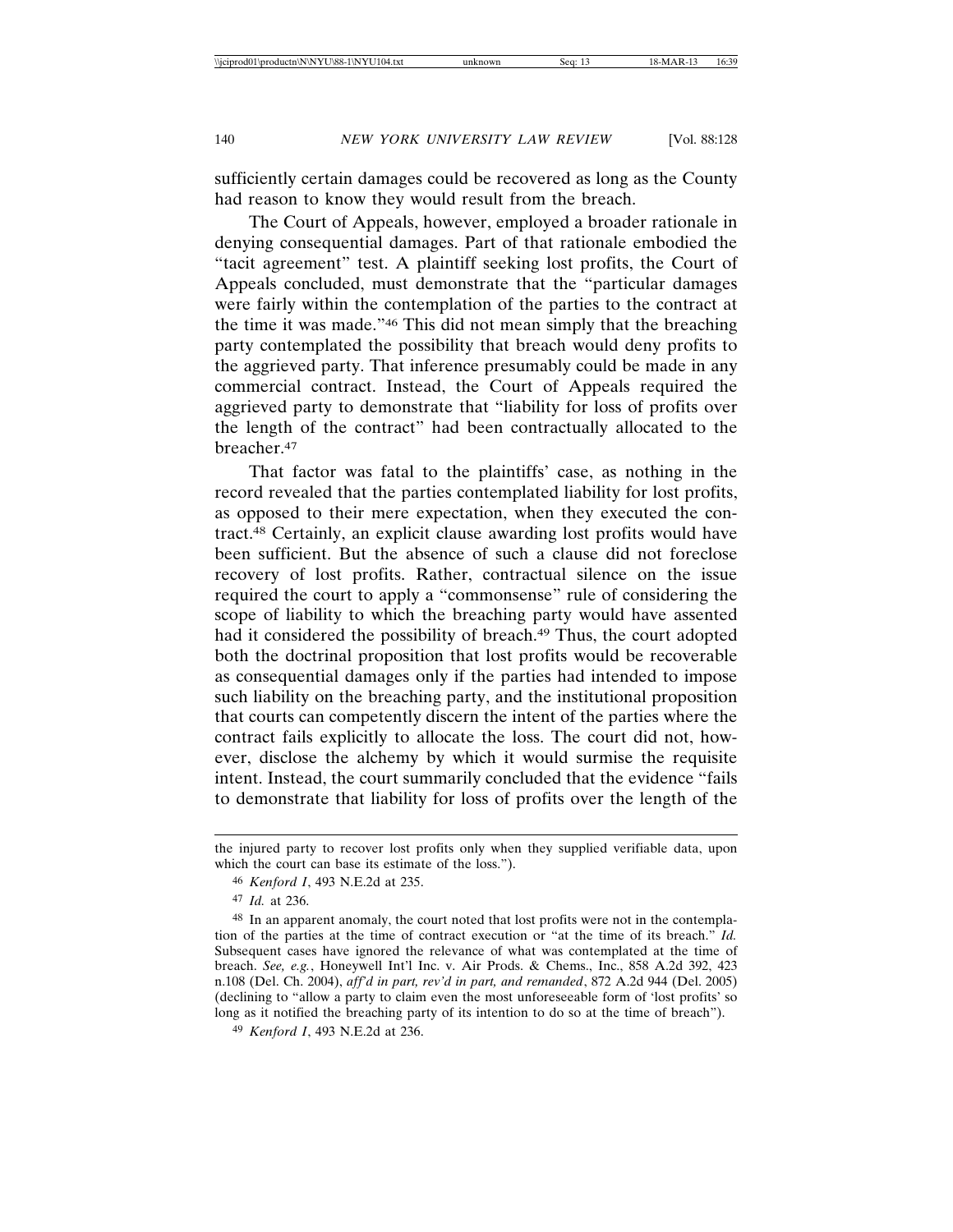sufficiently certain damages could be recovered as long as the County had reason to know they would result from the breach.

The Court of Appeals, however, employed a broader rationale in denying consequential damages. Part of that rationale embodied the "tacit agreement" test. A plaintiff seeking lost profits, the Court of Appeals concluded, must demonstrate that the "particular damages were fairly within the contemplation of the parties to the contract at the time it was made."[46] This did not mean simply that the breaching party contemplated the possibility that breach would deny profits to the aggrieved party. That inference presumably could be made in any commercial contract. Instead, the Court of Appeals required the aggrieved party to demonstrate that "liability for loss of profits over the length of the contract" had been contractually allocated to the breacher.[47]

That factor was fatal to the plaintiffs' case, as nothing in the record revealed that the parties contemplated liability for lost profits, as opposed to their mere expectation, when they executed the contract.[48] Certainly, an explicit clause awarding lost profits would have been sufficient. But the absence of such a clause did not foreclose recovery of lost profits. Rather, contractual silence on the issue required the court to apply a "commonsense" rule of considering the scope of liability to which the breaching party would have assented had it considered the possibility of breach.[49] Thus, the court adopted both the doctrinal proposition that lost profits would be recoverable as consequential damages only if the parties had intended to impose such liability on the breaching party, and the institutional proposition that courts can competently discern the intent of the parties where the contract fails explicitly to allocate the loss. The court did not, however, disclose the alchemy by which it would surmise the requisite intent. Instead, the court summarily concluded that the evidence "fails to demonstrate that liability for loss of profits over the length of the

---

the injured party to recover lost profits only when they supplied verifiable data, upon which the court can base its estimate of the loss.").

[46] *Kenford I*, 493 N.E.2d at 235.

[47] *Id.* at 236.

[48] In an apparent anomaly, the court noted that lost profits were not in the contemplation of the parties at the time of contract execution or "at the time of its breach." *Id.* Subsequent cases have ignored the relevance of what was contemplated at the time of breach. *See, e.g.*, Honeywell Int'l Inc. v. Air Prods. & Chems., Inc., 858 A.2d 392, 423 n.108 (Del. Ch. 2004), *aff'd in part, rev'd in part, and remanded*, 872 A.2d 944 (Del. 2005) (declining to "allow a party to claim even the most unforeseeable form of 'lost profits' so long as it notified the breaching party of its intention to do so at the time of breach").

[49] *Kenford I*, 493 N.E.2d at 236.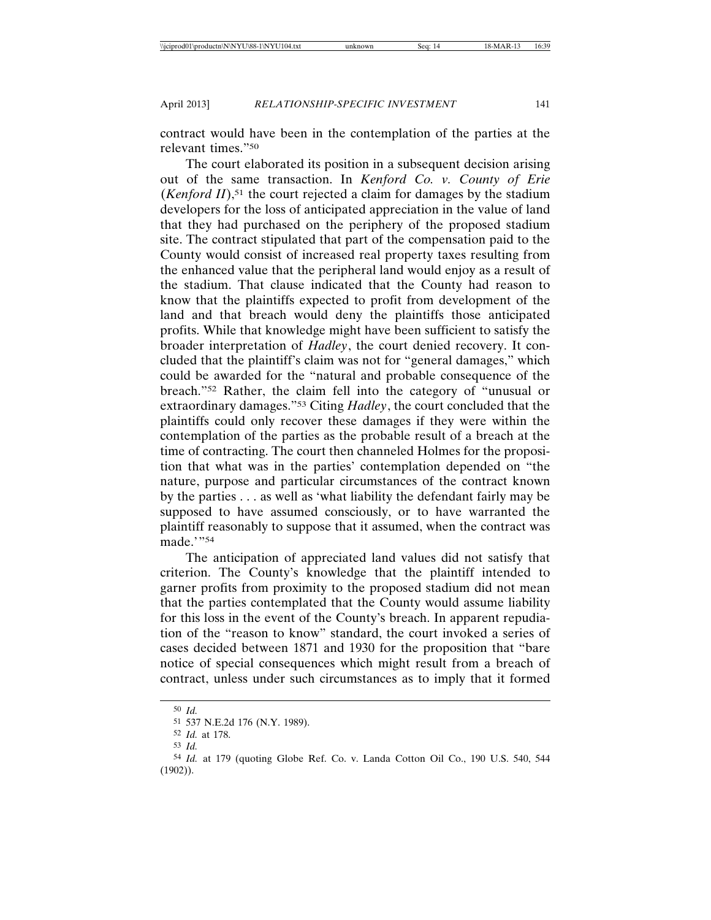contract would have been in the contemplation of the parties at the relevant times."[50]

The court elaborated its position in a subsequent decision arising out of the same transaction. In *Kenford Co. v. County of Erie* (*Kenford II*),[51] the court rejected a claim for damages by the stadium developers for the loss of anticipated appreciation in the value of land that they had purchased on the periphery of the proposed stadium site. The contract stipulated that part of the compensation paid to the County would consist of increased real property taxes resulting from the enhanced value that the peripheral land would enjoy as a result of the stadium. That clause indicated that the County had reason to know that the plaintiffs expected to profit from development of the land and that breach would deny the plaintiffs those anticipated profits. While that knowledge might have been sufficient to satisfy the broader interpretation of *Hadley*, the court denied recovery. It concluded that the plaintiff's claim was not for "general damages," which could be awarded for the "natural and probable consequence of the breach."[52] Rather, the claim fell into the category of "unusual or extraordinary damages."[53] Citing *Hadley*, the court concluded that the plaintiffs could only recover these damages if they were within the contemplation of the parties as the probable result of a breach at the time of contracting. The court then channeled Holmes for the proposition that what was in the parties' contemplation depended on "the nature, purpose and particular circumstances of the contract known by the parties . . . as well as 'what liability the defendant fairly may be supposed to have assumed consciously, or to have warranted the plaintiff reasonably to suppose that it assumed, when the contract was made.'"[54]

The anticipation of appreciated land values did not satisfy that criterion. The County's knowledge that the plaintiff intended to garner profits from proximity to the proposed stadium did not mean that the parties contemplated that the County would assume liability for this loss in the event of the County's breach. In apparent repudiation of the "reason to know" standard, the court invoked a series of cases decided between 1871 and 1930 for the proposition that "bare notice of special consequences which might result from a breach of contract, unless under such circumstances as to imply that it formed

---

[50] *Id.*

[51] 537 N.E.2d 176 (N.Y. 1989).

[52] *Id.* at 178.

[53] *Id.*

[54] *Id.* at 179 (quoting Globe Ref. Co. v. Landa Cotton Oil Co., 190 U.S. 540, 544 (1902)).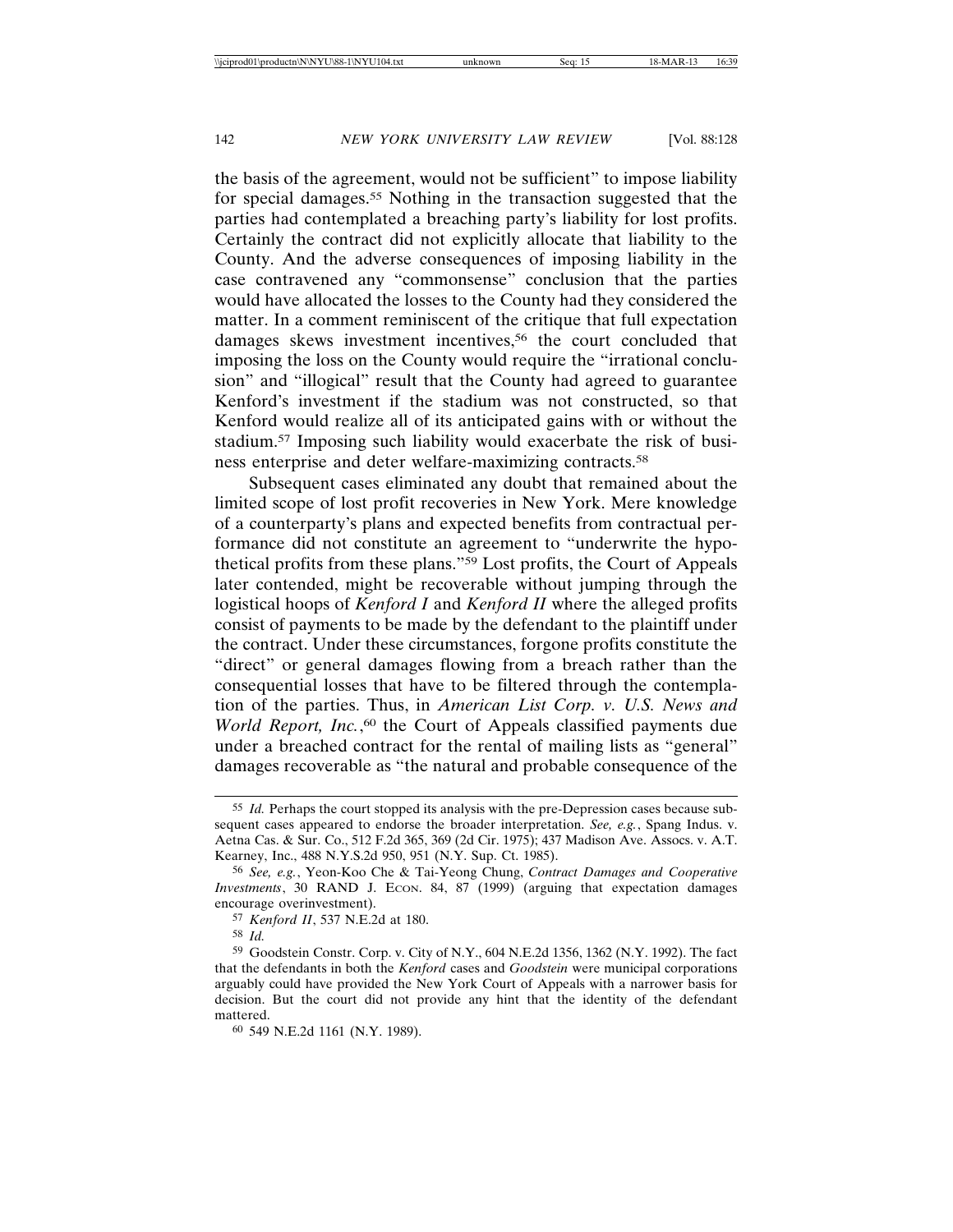the basis of the agreement, would not be sufficient" to impose liability for special damages.[55] Nothing in the transaction suggested that the parties had contemplated a breaching party's liability for lost profits. Certainly the contract did not explicitly allocate that liability to the County. And the adverse consequences of imposing liability in the case contravened any "commonsense" conclusion that the parties would have allocated the losses to the County had they considered the matter. In a comment reminiscent of the critique that full expectation damages skews investment incentives,[56] the court concluded that imposing the loss on the County would require the "irrational conclusion" and "illogical" result that the County had agreed to guarantee Kenford's investment if the stadium was not constructed, so that Kenford would realize all of its anticipated gains with or without the stadium.[57] Imposing such liability would exacerbate the risk of business enterprise and deter welfare-maximizing contracts.[58]

Subsequent cases eliminated any doubt that remained about the limited scope of lost profit recoveries in New York. Mere knowledge of a counterparty's plans and expected benefits from contractual performance did not constitute an agreement to "underwrite the hypothetical profits from these plans."[59] Lost profits, the Court of Appeals later contended, might be recoverable without jumping through the logistical hoops of *Kenford I* and *Kenford II* where the alleged profits consist of payments to be made by the defendant to the plaintiff under the contract. Under these circumstances, forgone profits constitute the "direct" or general damages flowing from a breach rather than the consequential losses that have to be filtered through the contemplation of the parties. Thus, in *American List Corp. v. U.S. News and World Report, Inc.*,[60] the Court of Appeals classified payments due under a breached contract for the rental of mailing lists as "general" damages recoverable as "the natural and probable consequence of the

---

[55] *Id.* Perhaps the court stopped its analysis with the pre-Depression cases because subsequent cases appeared to endorse the broader interpretation. *See, e.g.*, Spang Indus. v. Aetna Cas. & Sur. Co., 512 F.2d 365, 369 (2d Cir. 1975); 437 Madison Ave. Assocs. v. A.T. Kearney, Inc., 488 N.Y.S.2d 950, 951 (N.Y. Sup. Ct. 1985).

[56] *See, e.g.*, Yeon-Koo Che & Tai-Yeong Chung, *Contract Damages and Cooperative Investments*, 30 RAND J. ECON. 84, 87 (1999) (arguing that expectation damages encourage overinvestment).

[57] *Kenford II*, 537 N.E.2d at 180.

[58] *Id.*

[59] Goodstein Constr. Corp. v. City of N.Y., 604 N.E.2d 1356, 1362 (N.Y. 1992). The fact that the defendants in both the *Kenford* cases and *Goodstein* were municipal corporations arguably could have provided the New York Court of Appeals with a narrower basis for decision. But the court did not provide any hint that the identity of the defendant mattered.

[60] 549 N.E.2d 1161 (N.Y. 1989).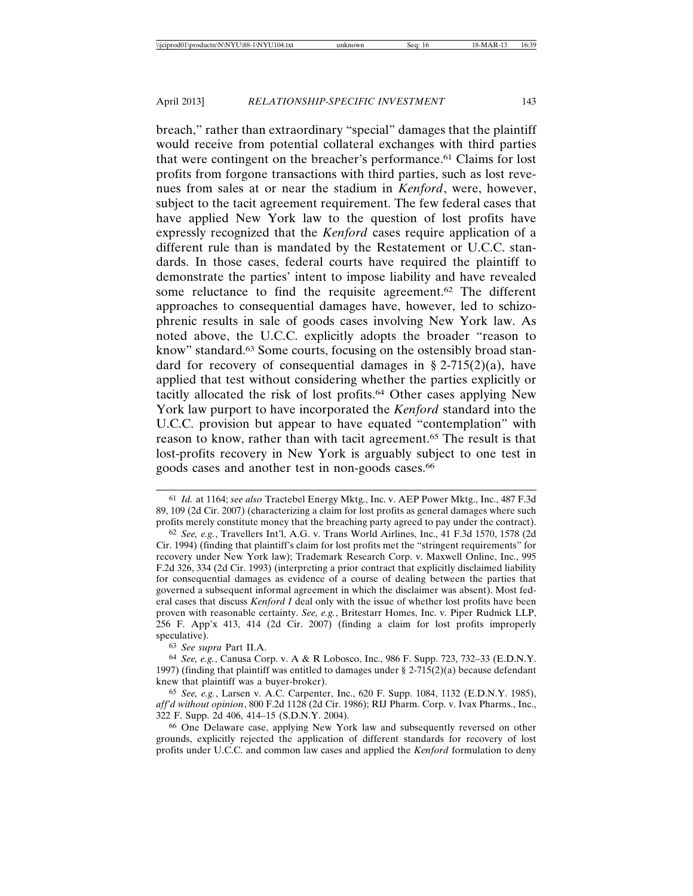breach," rather than extraordinary "special" damages that the plaintiff would receive from potential collateral exchanges with third parties that were contingent on the breacher's performance.[61] Claims for lost profits from forgone transactions with third parties, such as lost revenues from sales at or near the stadium in *Kenford*, were, however, subject to the tacit agreement requirement. The few federal cases that have applied New York law to the question of lost profits have expressly recognized that the *Kenford* cases require application of a different rule than is mandated by the Restatement or U.C.C. standards. In those cases, federal courts have required the plaintiff to demonstrate the parties' intent to impose liability and have revealed some reluctance to find the requisite agreement.[62] The different approaches to consequential damages have, however, led to schizophrenic results in sale of goods cases involving New York law. As noted above, the U.C.C. explicitly adopts the broader "reason to know" standard.[63] Some courts, focusing on the ostensibly broad standard for recovery of consequential damages in § 2-715(2)(a), have applied that test without considering whether the parties explicitly or tacitly allocated the risk of lost profits.[64] Other cases applying New York law purport to have incorporated the *Kenford* standard into the U.C.C. provision but appear to have equated "contemplation" with reason to know, rather than with tacit agreement.[65] The result is that lost-profits recovery in New York is arguably subject to one test in goods cases and another test in non-goods cases.[66]

---

[61] *Id.* at 1164; *see also* Tractebel Energy Mktg., Inc. v. AEP Power Mktg., Inc., 487 F.3d 89, 109 (2d Cir. 2007) (characterizing a claim for lost profits as general damages where such profits merely constitute money that the breaching party agreed to pay under the contract).

[62] *See, e.g.*, Travellers Int'l, A.G. v. Trans World Airlines, Inc., 41 F.3d 1570, 1578 (2d Cir. 1994) (finding that plaintiff's claim for lost profits met the "stringent requirements" for recovery under New York law); Trademark Research Corp. v. Maxwell Online, Inc., 995 F.2d 326, 334 (2d Cir. 1993) (interpreting a prior contract that explicitly disclaimed liability for consequential damages as evidence of a course of dealing between the parties that governed a subsequent informal agreement in which the disclaimer was absent). Most federal cases that discuss *Kenford I* deal only with the issue of whether lost profits have been proven with reasonable certainty. *See, e.g.*, Britestarr Homes, Inc. v. Piper Rudnick LLP, 256 F. App'x 413, 414 (2d Cir. 2007) (finding a claim for lost profits improperly speculative).

[63] *See supra* Part II.A.

[64] *See, e.g.*, Canusa Corp. v. A & R Lobosco, Inc., 986 F. Supp. 723, 732–33 (E.D.N.Y. 1997) (finding that plaintiff was entitled to damages under § 2-715(2)(a) because defendant knew that plaintiff was a buyer-broker).

[65] *See, e.g.*, Larsen v. A.C. Carpenter, Inc., 620 F. Supp. 1084, 1132 (E.D.N.Y. 1985), *aff'd without opinion*, 800 F.2d 1128 (2d Cir. 1986); RIJ Pharm. Corp. v. Ivax Pharms., Inc., 322 F. Supp. 2d 406, 414–15 (S.D.N.Y. 2004).

[66] One Delaware case, applying New York law and subsequently reversed on other grounds, explicitly rejected the application of different standards for recovery of lost profits under U.C.C. and common law cases and applied the *Kenford* formulation to deny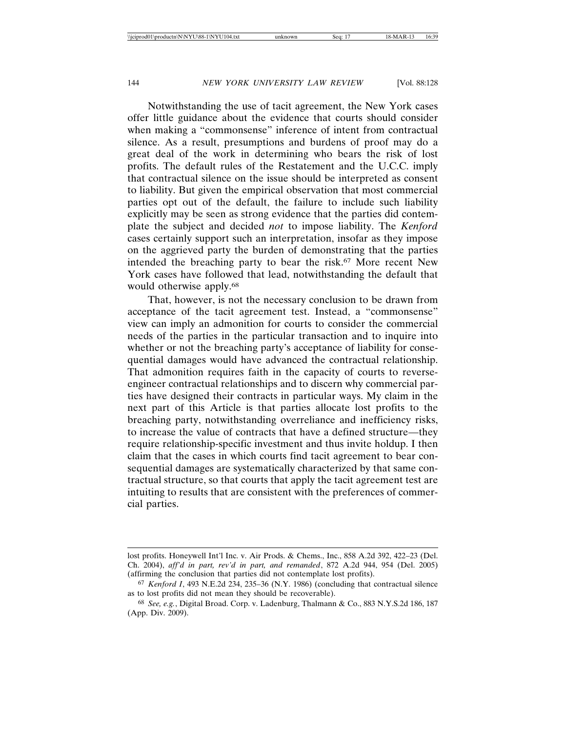Notwithstanding the use of tacit agreement, the New York cases offer little guidance about the evidence that courts should consider when making a "commonsense" inference of intent from contractual silence. As a result, presumptions and burdens of proof may do a great deal of the work in determining who bears the risk of lost profits. The default rules of the Restatement and the U.C.C. imply that contractual silence on the issue should be interpreted as consent to liability. But given the empirical observation that most commercial parties opt out of the default, the failure to include such liability explicitly may be seen as strong evidence that the parties did contemplate the subject and decided *not* to impose liability. The *Kenford* cases certainly support such an interpretation, insofar as they impose on the aggrieved party the burden of demonstrating that the parties intended the breaching party to bear the risk.[67] More recent New York cases have followed that lead, notwithstanding the default that would otherwise apply.[68]

That, however, is not the necessary conclusion to be drawn from acceptance of the tacit agreement test. Instead, a "commonsense" view can imply an admonition for courts to consider the commercial needs of the parties in the particular transaction and to inquire into whether or not the breaching party's acceptance of liability for consequential damages would have advanced the contractual relationship. That admonition requires faith in the capacity of courts to reverse-engineer contractual relationships and to discern why commercial parties have designed their contracts in particular ways. My claim in the next part of this Article is that parties allocate lost profits to the breaching party, notwithstanding overreliance and inefficiency risks, to increase the value of contracts that have a defined structure—they require relationship-specific investment and thus invite holdup. I then claim that the cases in which courts find tacit agreement to bear consequential damages are systematically characterized by that same contractual structure, so that courts that apply the tacit agreement test are intuiting to results that are consistent with the preferences of commercial parties.

---

lost profits. Honeywell Int'l Inc. v. Air Prods. & Chems., Inc., 858 A.2d 392, 422–23 (Del. Ch. 2004), *aff'd in part, rev'd in part, and remanded*, 872 A.2d 944, 954 (Del. 2005) (affirming the conclusion that parties did not contemplate lost profits).

[67] *Kenford I*, 493 N.E.2d 234, 235–36 (N.Y. 1986) (concluding that contractual silence as to lost profits did not mean they should be recoverable).

[68] *See, e.g.*, Digital Broad. Corp. v. Ladenburg, Thalmann & Co., 883 N.Y.S.2d 186, 187 (App. Div. 2009).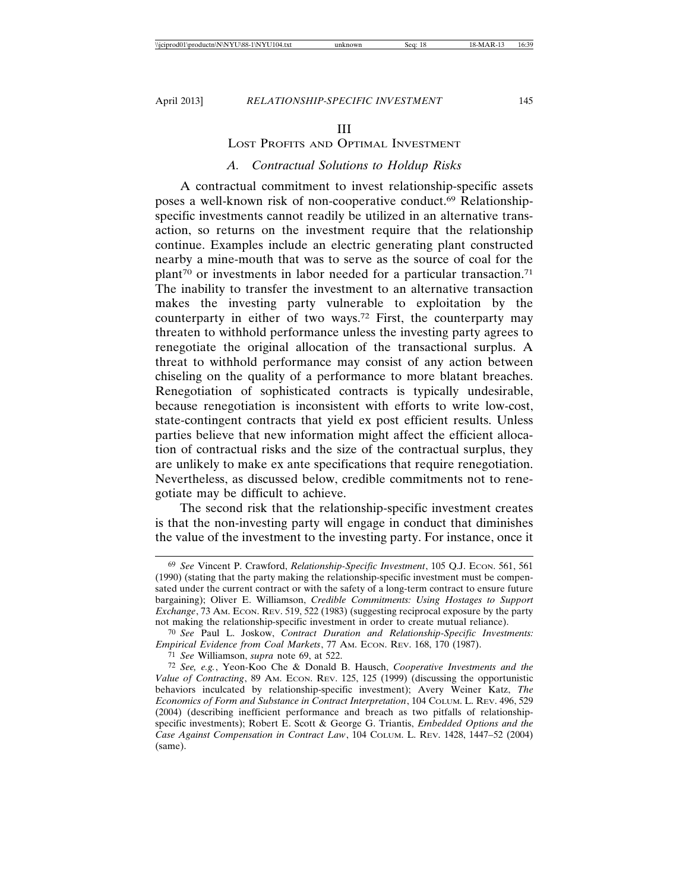## III
## Lost Profits and Optimal Investment

### *A. Contractual Solutions to Holdup Risks*

A contractual commitment to invest relationship-specific assets poses a well-known risk of non-cooperative conduct.[69] Relationship-specific investments cannot readily be utilized in an alternative transaction, so returns on the investment require that the relationship continue. Examples include an electric generating plant constructed nearby a mine-mouth that was to serve as the source of coal for the plant[70] or investments in labor needed for a particular transaction.[71] The inability to transfer the investment to an alternative transaction makes the investing party vulnerable to exploitation by the counterparty in either of two ways.[72] First, the counterparty may threaten to withhold performance unless the investing party agrees to renegotiate the original allocation of the transactional surplus. A threat to withhold performance may consist of any action between chiseling on the quality of a performance to more blatant breaches. Renegotiation of sophisticated contracts is typically undesirable, because renegotiation is inconsistent with efforts to write low-cost, state-contingent contracts that yield ex post efficient results. Unless parties believe that new information might affect the efficient allocation of contractual risks and the size of the contractual surplus, they are unlikely to make ex ante specifications that require renegotiation. Nevertheless, as discussed below, credible commitments not to renegotiate may be difficult to achieve.

The second risk that the relationship-specific investment creates is that the non-investing party will engage in conduct that diminishes the value of the investment to the investing party. For instance, once it

---

[69] *See* Vincent P. Crawford, *Relationship-Specific Investment*, 105 Q.J. Econ. 561, 561 (1990) (stating that the party making the relationship-specific investment must be compensated under the current contract or with the safety of a long-term contract to ensure future bargaining); Oliver E. Williamson, *Credible Commitments: Using Hostages to Support Exchange*, 73 Am. Econ. Rev. 519, 522 (1983) (suggesting reciprocal exposure by the party not making the relationship-specific investment in order to create mutual reliance).

[70] *See* Paul L. Joskow, *Contract Duration and Relationship-Specific Investments: Empirical Evidence from Coal Markets*, 77 Am. Econ. Rev. 168, 170 (1987).

[71] *See* Williamson, *supra* note 69, at 522.

[72] *See, e.g.*, Yeon-Koo Che & Donald B. Hausch, *Cooperative Investments and the Value of Contracting*, 89 Am. Econ. Rev. 125, 125 (1999) (discussing the opportunistic behaviors inculcated by relationship-specific investment); Avery Weiner Katz, *The Economics of Form and Substance in Contract Interpretation*, 104 Colum. L. Rev. 496, 529 (2004) (describing inefficient performance and breach as two pitfalls of relationship-specific investments); Robert E. Scott & George G. Triantis, *Embedded Options and the Case Against Compensation in Contract Law*, 104 Colum. L. Rev. 1428, 1447–52 (2004) (same).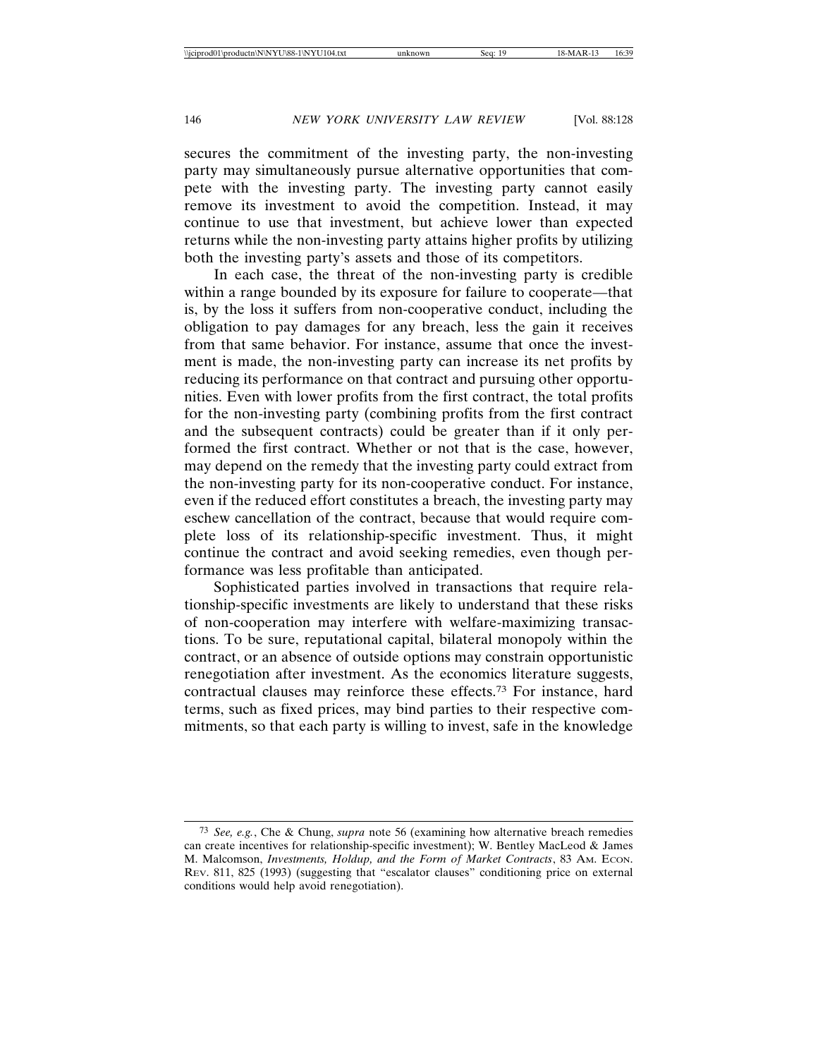secures the commitment of the investing party, the non-investing party may simultaneously pursue alternative opportunities that compete with the investing party. The investing party cannot easily remove its investment to avoid the competition. Instead, it may continue to use that investment, but achieve lower than expected returns while the non-investing party attains higher profits by utilizing both the investing party's assets and those of its competitors.

In each case, the threat of the non-investing party is credible within a range bounded by its exposure for failure to cooperate—that is, by the loss it suffers from non-cooperative conduct, including the obligation to pay damages for any breach, less the gain it receives from that same behavior. For instance, assume that once the investment is made, the non-investing party can increase its net profits by reducing its performance on that contract and pursuing other opportunities. Even with lower profits from the first contract, the total profits for the non-investing party (combining profits from the first contract and the subsequent contracts) could be greater than if it only performed the first contract. Whether or not that is the case, however, may depend on the remedy that the investing party could extract from the non-investing party for its non-cooperative conduct. For instance, even if the reduced effort constitutes a breach, the investing party may eschew cancellation of the contract, because that would require complete loss of its relationship-specific investment. Thus, it might continue the contract and avoid seeking remedies, even though performance was less profitable than anticipated.

Sophisticated parties involved in transactions that require relationship-specific investments are likely to understand that these risks of non-cooperation may interfere with welfare-maximizing transactions. To be sure, reputational capital, bilateral monopoly within the contract, or an absence of outside options may constrain opportunistic renegotiation after investment. As the economics literature suggests, contractual clauses may reinforce these effects.[73] For instance, hard terms, such as fixed prices, may bind parties to their respective commitments, so that each party is willing to invest, safe in the knowledge

---

[73] *See, e.g.*, Che & Chung, *supra* note 56 (examining how alternative breach remedies can create incentives for relationship-specific investment); W. Bentley MacLeod & James M. Malcomson, *Investments, Holdup, and the Form of Market Contracts*, 83 Am. Econ. Rev. 811, 825 (1993) (suggesting that "escalator clauses" conditioning price on external conditions would help avoid renegotiation).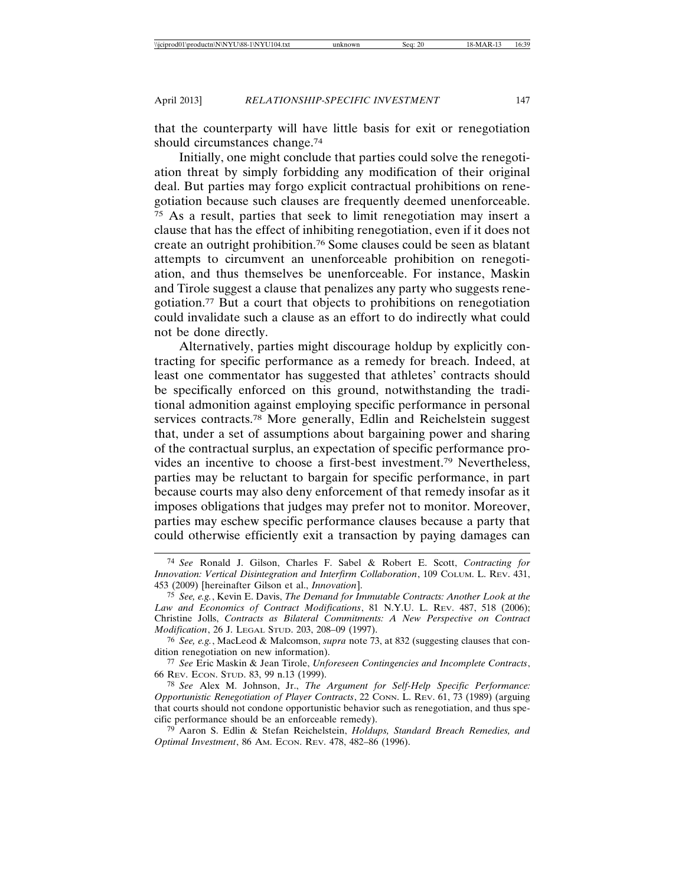that the counterparty will have little basis for exit or renegotiation should circumstances change.[74]

Initially, one might conclude that parties could solve the renegotiation threat by simply forbidding any modification of their original deal. But parties may forgo explicit contractual prohibitions on renegotiation because such clauses are frequently deemed unenforceable.[75] As a result, parties that seek to limit renegotiation may insert a clause that has the effect of inhibiting renegotiation, even if it does not create an outright prohibition.[76] Some clauses could be seen as blatant attempts to circumvent an unenforceable prohibition on renegotiation, and thus themselves be unenforceable. For instance, Maskin and Tirole suggest a clause that penalizes any party who suggests renegotiation.[77] But a court that objects to prohibitions on renegotiation could invalidate such a clause as an effort to do indirectly what could not be done directly.

Alternatively, parties might discourage holdup by explicitly contracting for specific performance as a remedy for breach. Indeed, at least one commentator has suggested that athletes' contracts should be specifically enforced on this ground, notwithstanding the traditional admonition against employing specific performance in personal services contracts.[78] More generally, Edlin and Reichelstein suggest that, under a set of assumptions about bargaining power and sharing of the contractual surplus, an expectation of specific performance provides an incentive to choose a first-best investment.[79] Nevertheless, parties may be reluctant to bargain for specific performance, in part because courts may also deny enforcement of that remedy insofar as it imposes obligations that judges may prefer not to monitor. Moreover, parties may eschew specific performance clauses because a party that could otherwise efficiently exit a transaction by paying damages can

[74] *See* Ronald J. Gilson, Charles F. Sabel & Robert E. Scott, *Contracting for Innovation: Vertical Disintegration and Interfirm Collaboration*, 109 COLUM. L. REV. 431, 453 (2009) [hereinafter Gilson et al., *Innovation*].

[75] *See, e.g.*, Kevin E. Davis, *The Demand for Immutable Contracts: Another Look at the Law and Economics of Contract Modifications*, 81 N.Y.U. L. REV. 487, 518 (2006); Christine Jolls, *Contracts as Bilateral Commitments: A New Perspective on Contract Modification*, 26 J. LEGAL STUD. 203, 208–09 (1997).

[76] *See, e.g.*, MacLeod & Malcomson, *supra* note 73, at 832 (suggesting clauses that condition renegotiation on new information).

[77] *See* Eric Maskin & Jean Tirole, *Unforeseen Contingencies and Incomplete Contracts*, 66 REV. ECON. STUD. 83, 99 n.13 (1999).

[78] *See* Alex M. Johnson, Jr., *The Argument for Self-Help Specific Performance: Opportunistic Renegotiation of Player Contracts*, 22 CONN. L. REV. 61, 73 (1989) (arguing that courts should not condone opportunistic behavior such as renegotiation, and thus specific performance should be an enforceable remedy).

[79] Aaron S. Edlin & Stefan Reichelstein, *Holdups, Standard Breach Remedies, and Optimal Investment*, 86 AM. ECON. REV. 478, 482–86 (1996).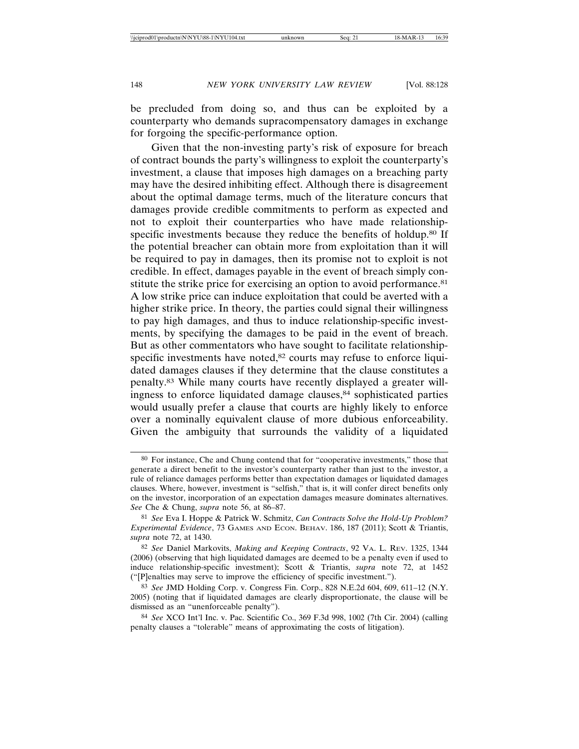be precluded from doing so, and thus can be exploited by a counterparty who demands supracompensatory damages in exchange for forgoing the specific-performance option.

Given that the non-investing party's risk of exposure for breach of contract bounds the party's willingness to exploit the counterparty's investment, a clause that imposes high damages on a breaching party may have the desired inhibiting effect. Although there is disagreement about the optimal damage terms, much of the literature concurs that damages provide credible commitments to perform as expected and not to exploit their counterparties who have made relationship-specific investments because they reduce the benefits of holdup.[80] If the potential breacher can obtain more from exploitation than it will be required to pay in damages, then its promise not to exploit is not credible. In effect, damages payable in the event of breach simply constitute the strike price for exercising an option to avoid performance.[81] A low strike price can induce exploitation that could be averted with a higher strike price. In theory, the parties could signal their willingness to pay high damages, and thus to induce relationship-specific investments, by specifying the damages to be paid in the event of breach. But as other commentators who have sought to facilitate relationship-specific investments have noted,[82] courts may refuse to enforce liquidated damages clauses if they determine that the clause constitutes a penalty.[83] While many courts have recently displayed a greater willingness to enforce liquidated damage clauses,[84] sophisticated parties would usually prefer a clause that courts are highly likely to enforce over a nominally equivalent clause of more dubious enforceability. Given the ambiguity that surrounds the validity of a liquidated

---

[80] For instance, Che and Chung contend that for "cooperative investments," those that generate a direct benefit to the investor's counterparty rather than just to the investor, a rule of reliance damages performs better than expectation damages or liquidated damages clauses. Where, however, investment is "selfish," that is, it will confer direct benefits only on the investor, incorporation of an expectation damages measure dominates alternatives. *See* Che & Chung, *supra* note 56, at 86–87.

[81] *See* Eva I. Hoppe & Patrick W. Schmitz, *Can Contracts Solve the Hold-Up Problem? Experimental Evidence*, 73 GAMES AND ECON. BEHAV. 186, 187 (2011); Scott & Triantis, *supra* note 72, at 1430.

[82] *See* Daniel Markovits, *Making and Keeping Contracts*, 92 VA. L. REV. 1325, 1344 (2006) (observing that high liquidated damages are deemed to be a penalty even if used to induce relationship-specific investment); Scott & Triantis, *supra* note 72, at 1452 ("[P]enalties may serve to improve the efficiency of specific investment.").

[83] *See* JMD Holding Corp. v. Congress Fin. Corp., 828 N.E.2d 604, 609, 611–12 (N.Y. 2005) (noting that if liquidated damages are clearly disproportionate, the clause will be dismissed as an "unenforceable penalty").

[84] *See* XCO Int'l Inc. v. Pac. Scientific Co., 369 F.3d 998, 1002 (7th Cir. 2004) (calling penalty clauses a "tolerable" means of approximating the costs of litigation).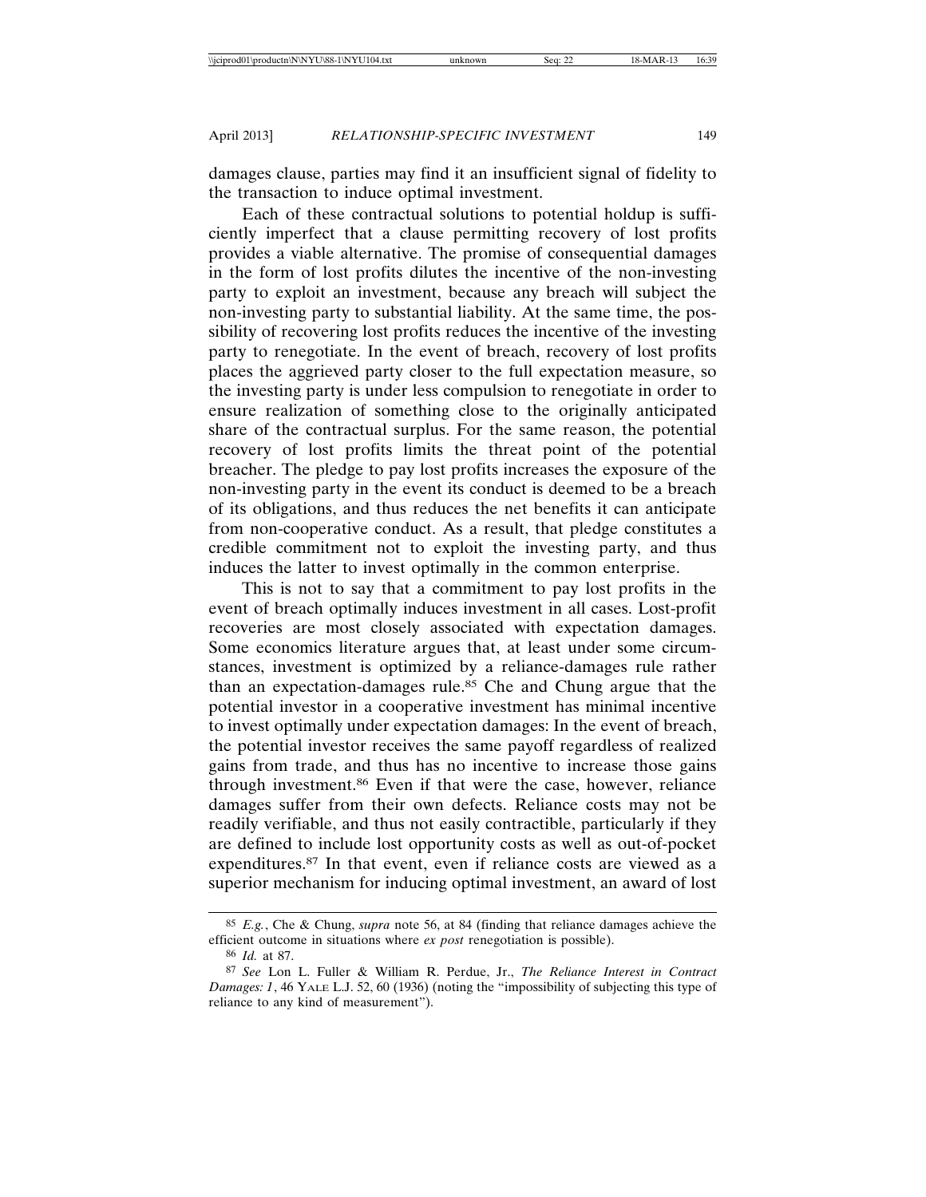damages clause, parties may find it an insufficient signal of fidelity to the transaction to induce optimal investment.

Each of these contractual solutions to potential holdup is sufficiently imperfect that a clause permitting recovery of lost profits provides a viable alternative. The promise of consequential damages in the form of lost profits dilutes the incentive of the non-investing party to exploit an investment, because any breach will subject the non-investing party to substantial liability. At the same time, the possibility of recovering lost profits reduces the incentive of the investing party to renegotiate. In the event of breach, recovery of lost profits places the aggrieved party closer to the full expectation measure, so the investing party is under less compulsion to renegotiate in order to ensure realization of something close to the originally anticipated share of the contractual surplus. For the same reason, the potential recovery of lost profits limits the threat point of the potential breacher. The pledge to pay lost profits increases the exposure of the non-investing party in the event its conduct is deemed to be a breach of its obligations, and thus reduces the net benefits it can anticipate from non-cooperative conduct. As a result, that pledge constitutes a credible commitment not to exploit the investing party, and thus induces the latter to invest optimally in the common enterprise.

This is not to say that a commitment to pay lost profits in the event of breach optimally induces investment in all cases. Lost-profit recoveries are most closely associated with expectation damages. Some economics literature argues that, at least under some circumstances, investment is optimized by a reliance-damages rule rather than an expectation-damages rule.[85] Che and Chung argue that the potential investor in a cooperative investment has minimal incentive to invest optimally under expectation damages: In the event of breach, the potential investor receives the same payoff regardless of realized gains from trade, and thus has no incentive to increase those gains through investment.[86] Even if that were the case, however, reliance damages suffer from their own defects. Reliance costs may not be readily verifiable, and thus not easily contractible, particularly if they are defined to include lost opportunity costs as well as out-of-pocket expenditures.[87] In that event, even if reliance costs are viewed as a superior mechanism for inducing optimal investment, an award of lost

---

[85] *E.g.*, Che & Chung, *supra* note 56, at 84 (finding that reliance damages achieve the efficient outcome in situations where *ex post* renegotiation is possible).

[86] *Id.* at 87.

[87] *See* Lon L. Fuller & William R. Perdue, Jr., *The Reliance Interest in Contract Damages: 1*, 46 YALE L.J. 52, 60 (1936) (noting the "impossibility of subjecting this type of reliance to any kind of measurement").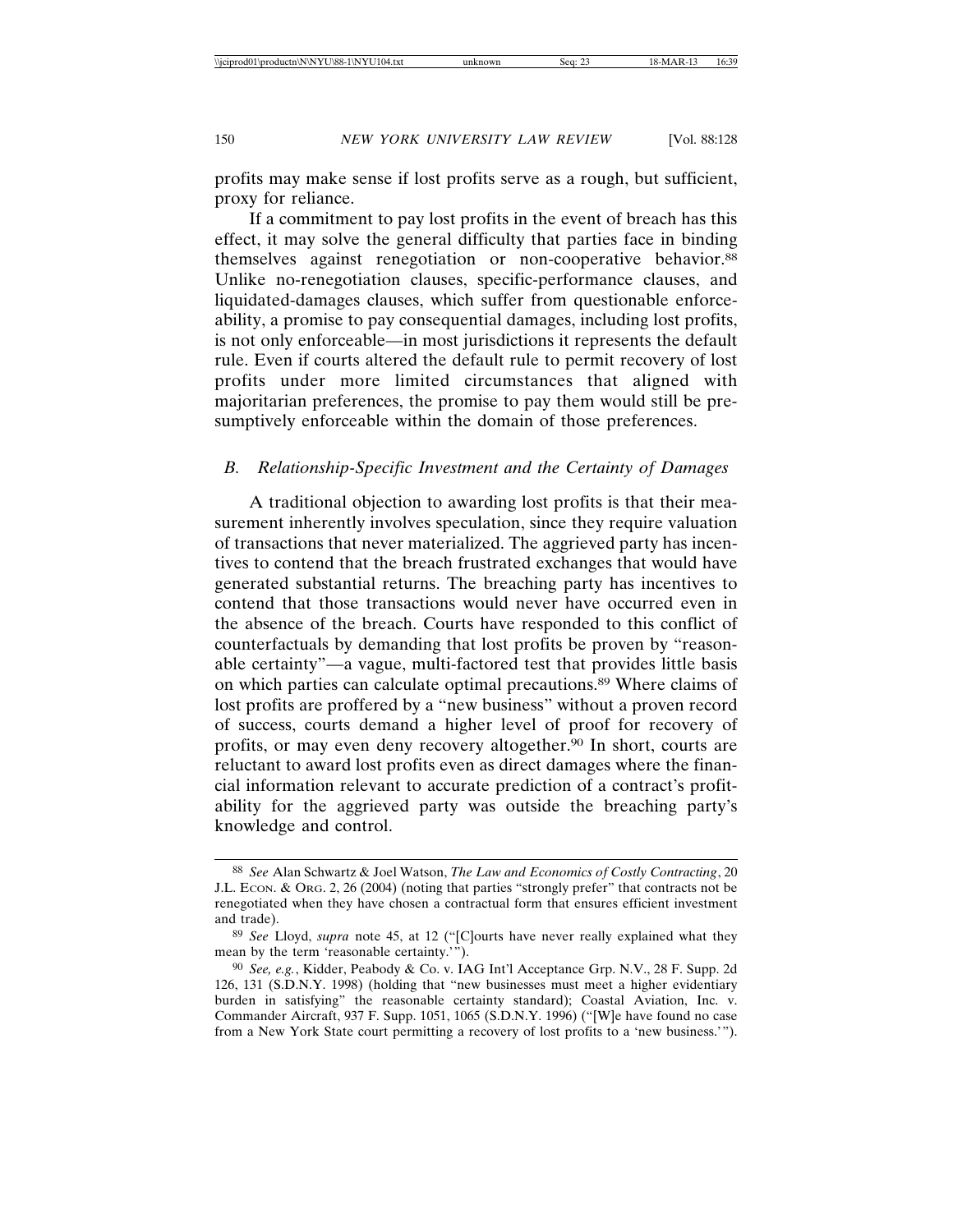profits may make sense if lost profits serve as a rough, but sufficient, proxy for reliance.

If a commitment to pay lost profits in the event of breach has this effect, it may solve the general difficulty that parties face in binding themselves against renegotiation or non-cooperative behavior.[88] Unlike no-renegotiation clauses, specific-performance clauses, and liquidated-damages clauses, which suffer from questionable enforceability, a promise to pay consequential damages, including lost profits, is not only enforceable—in most jurisdictions it represents the default rule. Even if courts altered the default rule to permit recovery of lost profits under more limited circumstances that aligned with majoritarian preferences, the promise to pay them would still be presumptively enforceable within the domain of those preferences.

### *B. Relationship-Specific Investment and the Certainty of Damages*

A traditional objection to awarding lost profits is that their measurement inherently involves speculation, since they require valuation of transactions that never materialized. The aggrieved party has incentives to contend that the breach frustrated exchanges that would have generated substantial returns. The breaching party has incentives to contend that those transactions would never have occurred even in the absence of the breach. Courts have responded to this conflict of counterfactuals by demanding that lost profits be proven by "reasonable certainty"—a vague, multi-factored test that provides little basis on which parties can calculate optimal precautions.[89] Where claims of lost profits are proffered by a "new business" without a proven record of success, courts demand a higher level of proof for recovery of profits, or may even deny recovery altogether.[90] In short, courts are reluctant to award lost profits even as direct damages where the financial information relevant to accurate prediction of a contract's profitability for the aggrieved party was outside the breaching party's knowledge and control.

---

[88] *See* Alan Schwartz & Joel Watson, *The Law and Economics of Costly Contracting*, 20 J.L. ECON. & ORG. 2, 26 (2004) (noting that parties "strongly prefer" that contracts not be renegotiated when they have chosen a contractual form that ensures efficient investment and trade).

[89] *See* Lloyd, *supra* note 45, at 12 ("[C]ourts have never really explained what they mean by the term 'reasonable certainty.'").

[90] *See, e.g.*, Kidder, Peabody & Co. v. IAG Int'l Acceptance Grp. N.V., 28 F. Supp. 2d 126, 131 (S.D.N.Y. 1998) (holding that "new businesses must meet a higher evidentiary burden in satisfying" the reasonable certainty standard); Coastal Aviation, Inc. v. Commander Aircraft, 937 F. Supp. 1051, 1065 (S.D.N.Y. 1996) ("[W]e have found no case from a New York State court permitting a recovery of lost profits to a 'new business.'").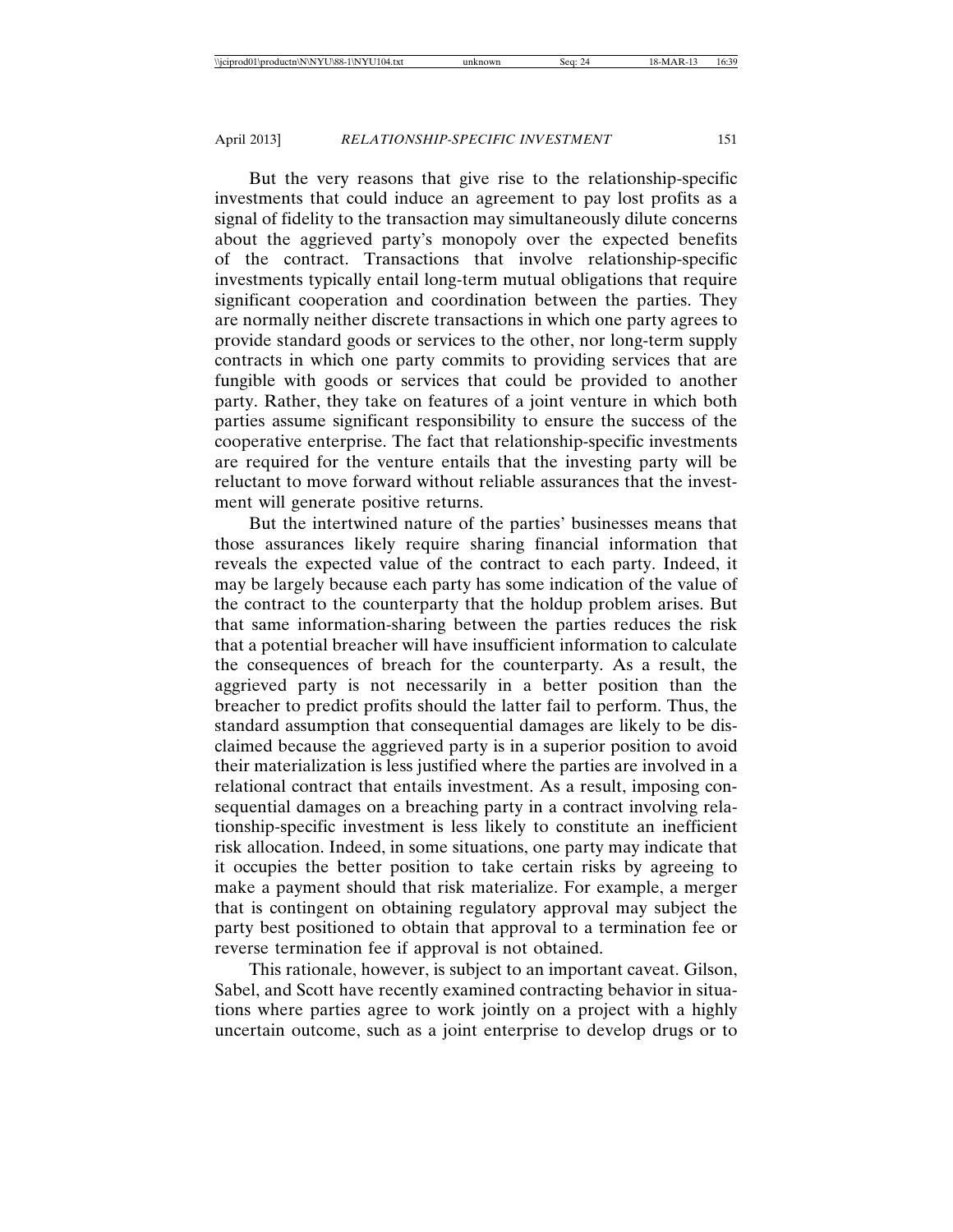But the very reasons that give rise to the relationship-specific investments that could induce an agreement to pay lost profits as a signal of fidelity to the transaction may simultaneously dilute concerns about the aggrieved party's monopoly over the expected benefits of the contract. Transactions that involve relationship-specific investments typically entail long-term mutual obligations that require significant cooperation and coordination between the parties. They are normally neither discrete transactions in which one party agrees to provide standard goods or services to the other, nor long-term supply contracts in which one party commits to providing services that are fungible with goods or services that could be provided to another party. Rather, they take on features of a joint venture in which both parties assume significant responsibility to ensure the success of the cooperative enterprise. The fact that relationship-specific investments are required for the venture entails that the investing party will be reluctant to move forward without reliable assurances that the investment will generate positive returns.

But the intertwined nature of the parties' businesses means that those assurances likely require sharing financial information that reveals the expected value of the contract to each party. Indeed, it may be largely because each party has some indication of the value of the contract to the counterparty that the holdup problem arises. But that same information-sharing between the parties reduces the risk that a potential breacher will have insufficient information to calculate the consequences of breach for the counterparty. As a result, the aggrieved party is not necessarily in a better position than the breacher to predict profits should the latter fail to perform. Thus, the standard assumption that consequential damages are likely to be disclaimed because the aggrieved party is in a superior position to avoid their materialization is less justified where the parties are involved in a relational contract that entails investment. As a result, imposing consequential damages on a breaching party in a contract involving relationship-specific investment is less likely to constitute an inefficient risk allocation. Indeed, in some situations, one party may indicate that it occupies the better position to take certain risks by agreeing to make a payment should that risk materialize. For example, a merger that is contingent on obtaining regulatory approval may subject the party best positioned to obtain that approval to a termination fee or reverse termination fee if approval is not obtained.

This rationale, however, is subject to an important caveat. Gilson, Sabel, and Scott have recently examined contracting behavior in situations where parties agree to work jointly on a project with a highly uncertain outcome, such as a joint enterprise to develop drugs or to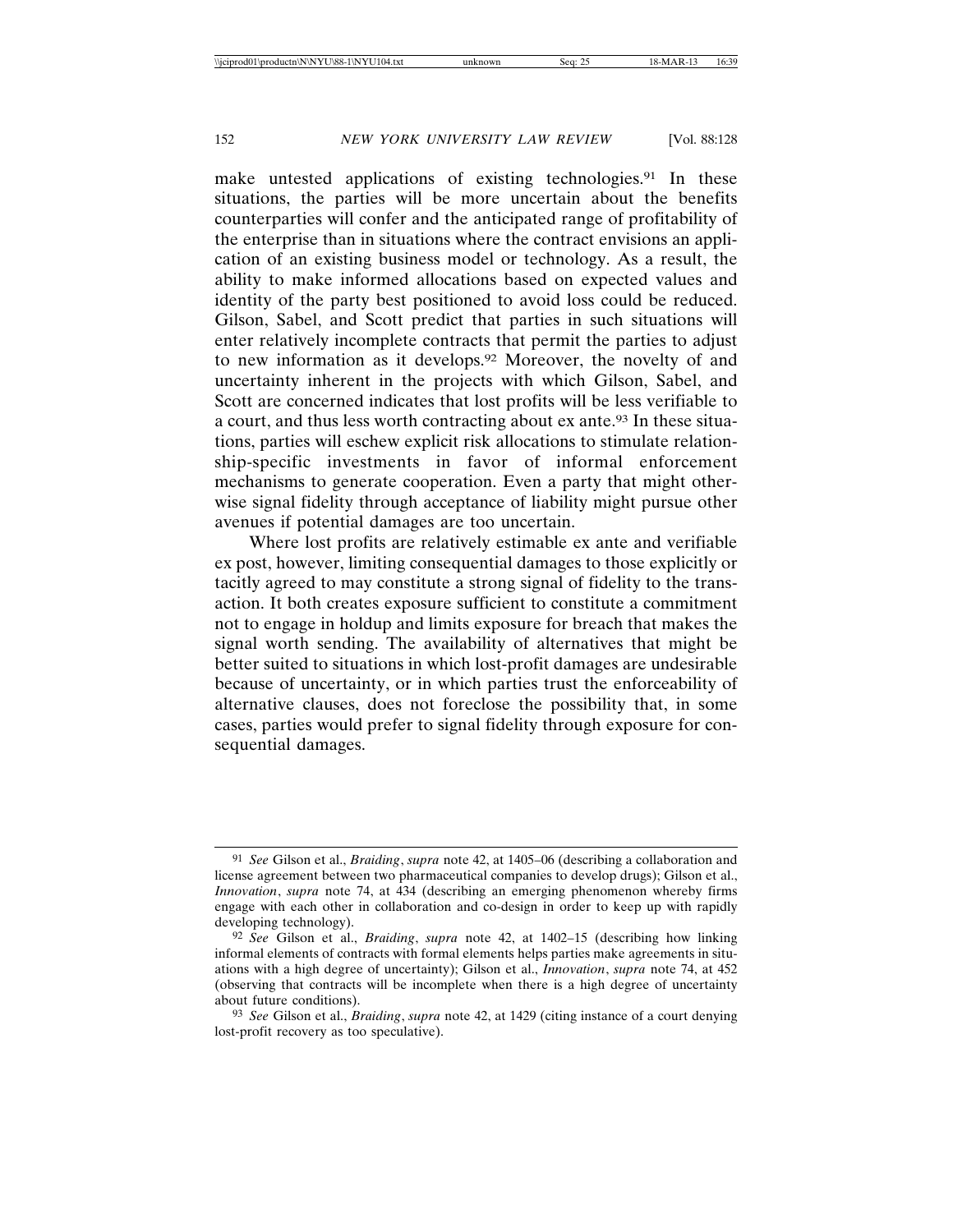make untested applications of existing technologies.[91] In these situations, the parties will be more uncertain about the benefits counterparties will confer and the anticipated range of profitability of the enterprise than in situations where the contract envisions an application of an existing business model or technology. As a result, the ability to make informed allocations based on expected values and identity of the party best positioned to avoid loss could be reduced. Gilson, Sabel, and Scott predict that parties in such situations will enter relatively incomplete contracts that permit the parties to adjust to new information as it develops.[92] Moreover, the novelty of and uncertainty inherent in the projects with which Gilson, Sabel, and Scott are concerned indicates that lost profits will be less verifiable to a court, and thus less worth contracting about ex ante.[93] In these situations, parties will eschew explicit risk allocations to stimulate relationship-specific investments in favor of informal enforcement mechanisms to generate cooperation. Even a party that might otherwise signal fidelity through acceptance of liability might pursue other avenues if potential damages are too uncertain.

Where lost profits are relatively estimable ex ante and verifiable ex post, however, limiting consequential damages to those explicitly or tacitly agreed to may constitute a strong signal of fidelity to the transaction. It both creates exposure sufficient to constitute a commitment not to engage in holdup and limits exposure for breach that makes the signal worth sending. The availability of alternatives that might be better suited to situations in which lost-profit damages are undesirable because of uncertainty, or in which parties trust the enforceability of alternative clauses, does not foreclose the possibility that, in some cases, parties would prefer to signal fidelity through exposure for consequential damages.

---

[91] *See* Gilson et al., *Braiding*, *supra* note 42, at 1405–06 (describing a collaboration and license agreement between two pharmaceutical companies to develop drugs); Gilson et al., *Innovation*, *supra* note 74, at 434 (describing an emerging phenomenon whereby firms engage with each other in collaboration and co-design in order to keep up with rapidly developing technology).

[92] *See* Gilson et al., *Braiding*, *supra* note 42, at 1402–15 (describing how linking informal elements of contracts with formal elements helps parties make agreements in situations with a high degree of uncertainty); Gilson et al., *Innovation*, *supra* note 74, at 452 (observing that contracts will be incomplete when there is a high degree of uncertainty about future conditions).

[93] *See* Gilson et al., *Braiding*, *supra* note 42, at 1429 (citing instance of a court denying lost-profit recovery as too speculative).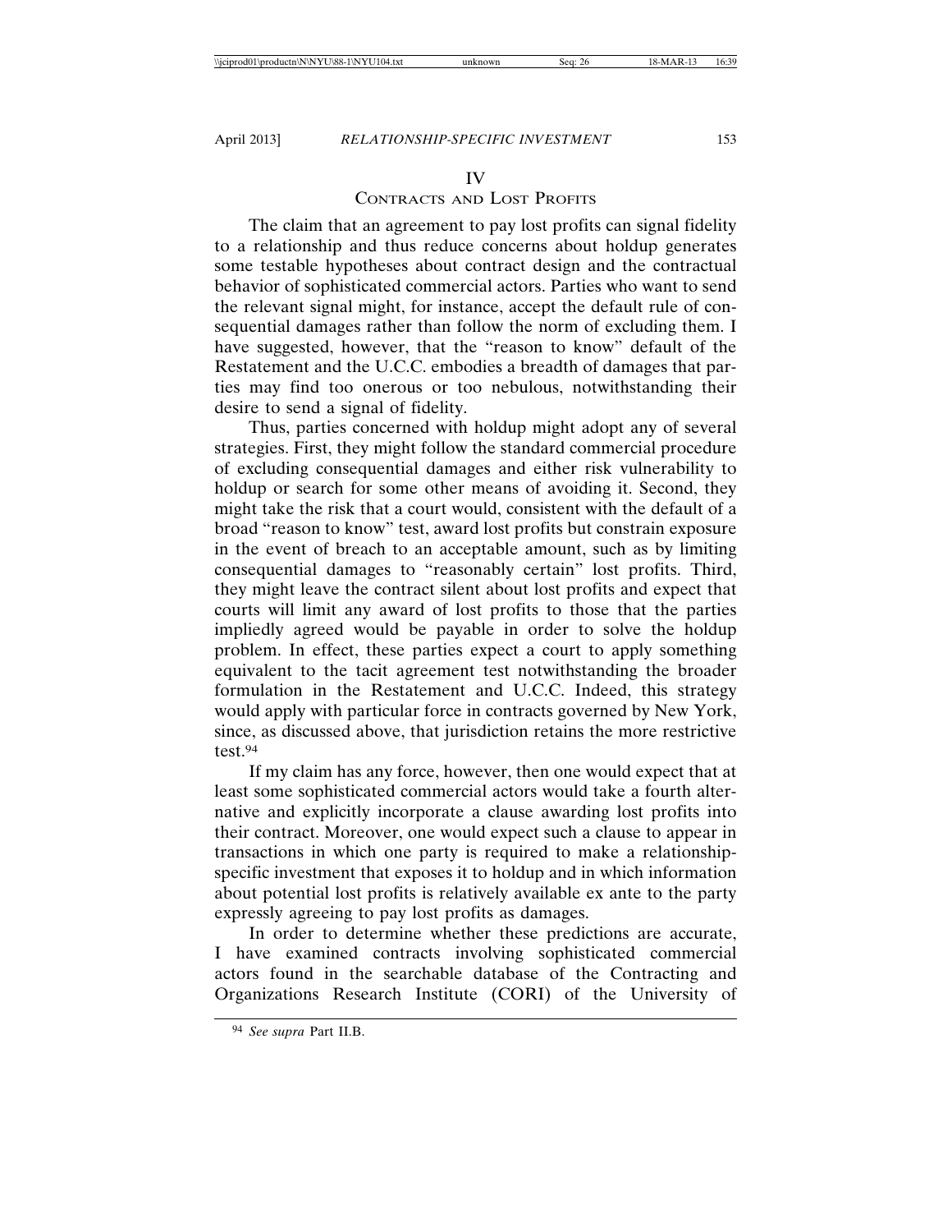# IV

# CONTRACTS AND LOST PROFITS

The claim that an agreement to pay lost profits can signal fidelity to a relationship and thus reduce concerns about holdup generates some testable hypotheses about contract design and the contractual behavior of sophisticated commercial actors. Parties who want to send the relevant signal might, for instance, accept the default rule of consequential damages rather than follow the norm of excluding them. I have suggested, however, that the "reason to know" default of the Restatement and the U.C.C. embodies a breadth of damages that parties may find too onerous or too nebulous, notwithstanding their desire to send a signal of fidelity.

Thus, parties concerned with holdup might adopt any of several strategies. First, they might follow the standard commercial procedure of excluding consequential damages and either risk vulnerability to holdup or search for some other means of avoiding it. Second, they might take the risk that a court would, consistent with the default of a broad "reason to know" test, award lost profits but constrain exposure in the event of breach to an acceptable amount, such as by limiting consequential damages to "reasonably certain" lost profits. Third, they might leave the contract silent about lost profits and expect that courts will limit any award of lost profits to those that the parties impliedly agreed would be payable in order to solve the holdup problem. In effect, these parties expect a court to apply something equivalent to the tacit agreement test notwithstanding the broader formulation in the Restatement and U.C.C. Indeed, this strategy would apply with particular force in contracts governed by New York, since, as discussed above, that jurisdiction retains the more restrictive test.[94]

If my claim has any force, however, then one would expect that at least some sophisticated commercial actors would take a fourth alternative and explicitly incorporate a clause awarding lost profits into their contract. Moreover, one would expect such a clause to appear in transactions in which one party is required to make a relationship-specific investment that exposes it to holdup and in which information about potential lost profits is relatively available ex ante to the party expressly agreeing to pay lost profits as damages.

In order to determine whether these predictions are accurate, I have examined contracts involving sophisticated commercial actors found in the searchable database of the Contracting and Organizations Research Institute (CORI) of the University of

---

[94] *See supra* Part II.B.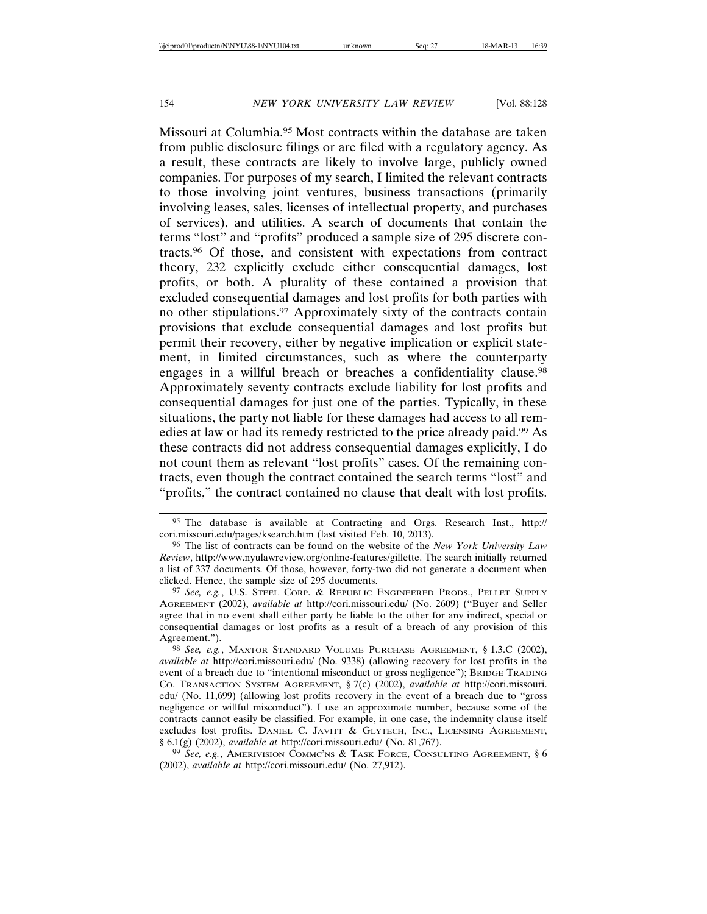Missouri at Columbia.[95] Most contracts within the database are taken from public disclosure filings or are filed with a regulatory agency. As a result, these contracts are likely to involve large, publicly owned companies. For purposes of my search, I limited the relevant contracts to those involving joint ventures, business transactions (primarily involving leases, sales, licenses of intellectual property, and purchases of services), and utilities. A search of documents that contain the terms "lost" and "profits" produced a sample size of 295 discrete contracts.[96] Of those, and consistent with expectations from contract theory, 232 explicitly exclude either consequential damages, lost profits, or both. A plurality of these contained a provision that excluded consequential damages and lost profits for both parties with no other stipulations.[97] Approximately sixty of the contracts contain provisions that exclude consequential damages and lost profits but permit their recovery, either by negative implication or explicit statement, in limited circumstances, such as where the counterparty engages in a willful breach or breaches a confidentiality clause.[98] Approximately seventy contracts exclude liability for lost profits and consequential damages for just one of the parties. Typically, in these situations, the party not liable for these damages had access to all remedies at law or had its remedy restricted to the price already paid.[99] As these contracts did not address consequential damages explicitly, I do not count them as relevant "lost profits" cases. Of the remaining contracts, even though the contract contained the search terms "lost" and "profits," the contract contained no clause that dealt with lost profits.

---

[95] The database is available at Contracting and Orgs. Research Inst., http://cori.missouri.edu/pages/ksearch.htm (last visited Feb. 10, 2013).

[96] The list of contracts can be found on the website of the *New York University Law Review*, http://www.nyulawreview.org/online-features/gillette. The search initially returned a list of 337 documents. Of those, however, forty-two did not generate a document when clicked. Hence, the sample size of 295 documents.

[97] *See, e.g.*, U.S. Steel Corp. & Republic Engineered Prods., Pellet Supply Agreement (2002), *available at* http://cori.missouri.edu/ (No. 2609) ("Buyer and Seller agree that in no event shall either party be liable to the other for any indirect, special or consequential damages or lost profits as a result of a breach of any provision of this Agreement.").

[98] *See, e.g.*, Maxtor Standard Volume Purchase Agreement, § 1.3.C (2002), *available at* http://cori.missouri.edu/ (No. 9338) (allowing recovery for lost profits in the event of a breach due to "intentional misconduct or gross negligence"); Bridge Trading Co. Transaction System Agreement, § 7(c) (2002), *available at* http://cori.missouri.edu/ (No. 11,699) (allowing lost profits recovery in the event of a breach due to "gross negligence or willful misconduct"). I use an approximate number, because some of the contracts cannot easily be classified. For example, in one case, the indemnity clause itself excludes lost profits. Daniel C. Javitt & Glytech, Inc., Licensing Agreement, § 6.1(g) (2002), *available at* http://cori.missouri.edu/ (No. 81,767).

[99] *See, e.g.*, Amerivision Commc'ns & Task Force, Consulting Agreement, § 6 (2002), *available at* http://cori.missouri.edu/ (No. 27,912).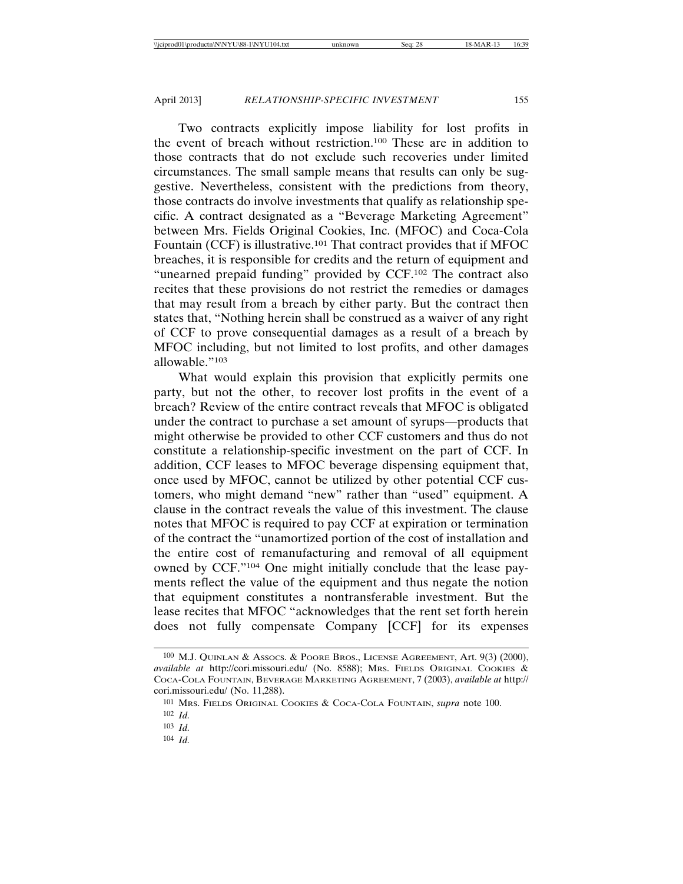Two contracts explicitly impose liability for lost profits in the event of breach without restriction.[100] These are in addition to those contracts that do not exclude such recoveries under limited circumstances. The small sample means that results can only be suggestive. Nevertheless, consistent with the predictions from theory, those contracts do involve investments that qualify as relationship specific. A contract designated as a "Beverage Marketing Agreement" between Mrs. Fields Original Cookies, Inc. (MFOC) and Coca-Cola Fountain (CCF) is illustrative.[101] That contract provides that if MFOC breaches, it is responsible for credits and the return of equipment and "unearned prepaid funding" provided by CCF.[102] The contract also recites that these provisions do not restrict the remedies or damages that may result from a breach by either party. But the contract then states that, "Nothing herein shall be construed as a waiver of any right of CCF to prove consequential damages as a result of a breach by MFOC including, but not limited to lost profits, and other damages allowable."[103]

What would explain this provision that explicitly permits one party, but not the other, to recover lost profits in the event of a breach? Review of the entire contract reveals that MFOC is obligated under the contract to purchase a set amount of syrups—products that might otherwise be provided to other CCF customers and thus do not constitute a relationship-specific investment on the part of CCF. In addition, CCF leases to MFOC beverage dispensing equipment that, once used by MFOC, cannot be utilized by other potential CCF customers, who might demand "new" rather than "used" equipment. A clause in the contract reveals the value of this investment. The clause notes that MFOC is required to pay CCF at expiration or termination of the contract the "unamortized portion of the cost of installation and the entire cost of remanufacturing and removal of all equipment owned by CCF."[104] One might initially conclude that the lease payments reflect the value of the equipment and thus negate the notion that equipment constitutes a nontransferable investment. But the lease recites that MFOC "acknowledges that the rent set forth herein does not fully compensate Company [CCF] for its expenses

---

[100] M.J. Quinlan & Assocs. & Poore Bros., License Agreement, Art. 9(3) (2000), *available at* http://cori.missouri.edu/ (No. 8588); Mrs. Fields Original Cookies & Coca-Cola Fountain, Beverage Marketing Agreement, 7 (2003), *available at* http://cori.missouri.edu/ (No. 11,288).

[101] Mrs. Fields Original Cookies & Coca-Cola Fountain, *supra* note 100.

[102] *Id.*

[103] *Id.*

[104] *Id.*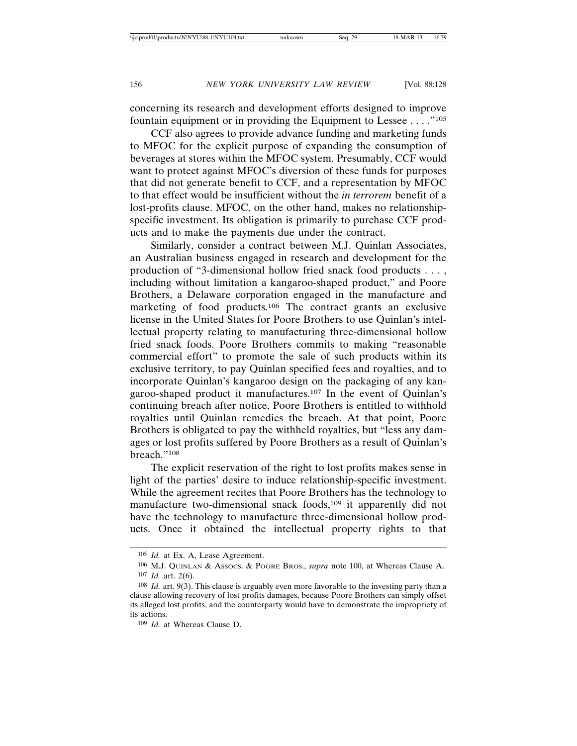concerning its research and development efforts designed to improve fountain equipment or in providing the Equipment to Lessee . . . ."[105]

CCF also agrees to provide advance funding and marketing funds to MFOC for the explicit purpose of expanding the consumption of beverages at stores within the MFOC system. Presumably, CCF would want to protect against MFOC's diversion of these funds for purposes that did not generate benefit to CCF, and a representation by MFOC to that effect would be insufficient without the *in terrorem* benefit of a lost-profits clause. MFOC, on the other hand, makes no relationship-specific investment. Its obligation is primarily to purchase CCF products and to make the payments due under the contract.

Similarly, consider a contract between M.J. Quinlan Associates, an Australian business engaged in research and development for the production of "3-dimensional hollow fried snack food products . . . , including without limitation a kangaroo-shaped product," and Poore Brothers, a Delaware corporation engaged in the manufacture and marketing of food products.[106] The contract grants an exclusive license in the United States for Poore Brothers to use Quinlan's intellectual property relating to manufacturing three-dimensional hollow fried snack foods. Poore Brothers commits to making "reasonable commercial effort" to promote the sale of such products within its exclusive territory, to pay Quinlan specified fees and royalties, and to incorporate Quinlan's kangaroo design on the packaging of any kangaroo-shaped product it manufactures.[107] In the event of Quinlan's continuing breach after notice, Poore Brothers is entitled to withhold royalties until Quinlan remedies the breach. At that point, Poore Brothers is obligated to pay the withheld royalties, but "less any damages or lost profits suffered by Poore Brothers as a result of Quinlan's breach."[108]

The explicit reservation of the right to lost profits makes sense in light of the parties' desire to induce relationship-specific investment. While the agreement recites that Poore Brothers has the technology to manufacture two-dimensional snack foods,[109] it apparently did not have the technology to manufacture three-dimensional hollow products. Once it obtained the intellectual property rights to that

---

[105] *Id.* at Ex. A, Lease Agreement.

[106] M.J. Quinlan & Assocs. & Poore Bros., *supra* note 100, at Whereas Clause A.

[107] *Id.* art. 2(6).

[108] *Id.* art. 9(3). This clause is arguably even more favorable to the investing party than a clause allowing recovery of lost profits damages, because Poore Brothers can simply offset its alleged lost profits, and the counterparty would have to demonstrate the impropriety of its actions.

[109] *Id.* at Whereas Clause D.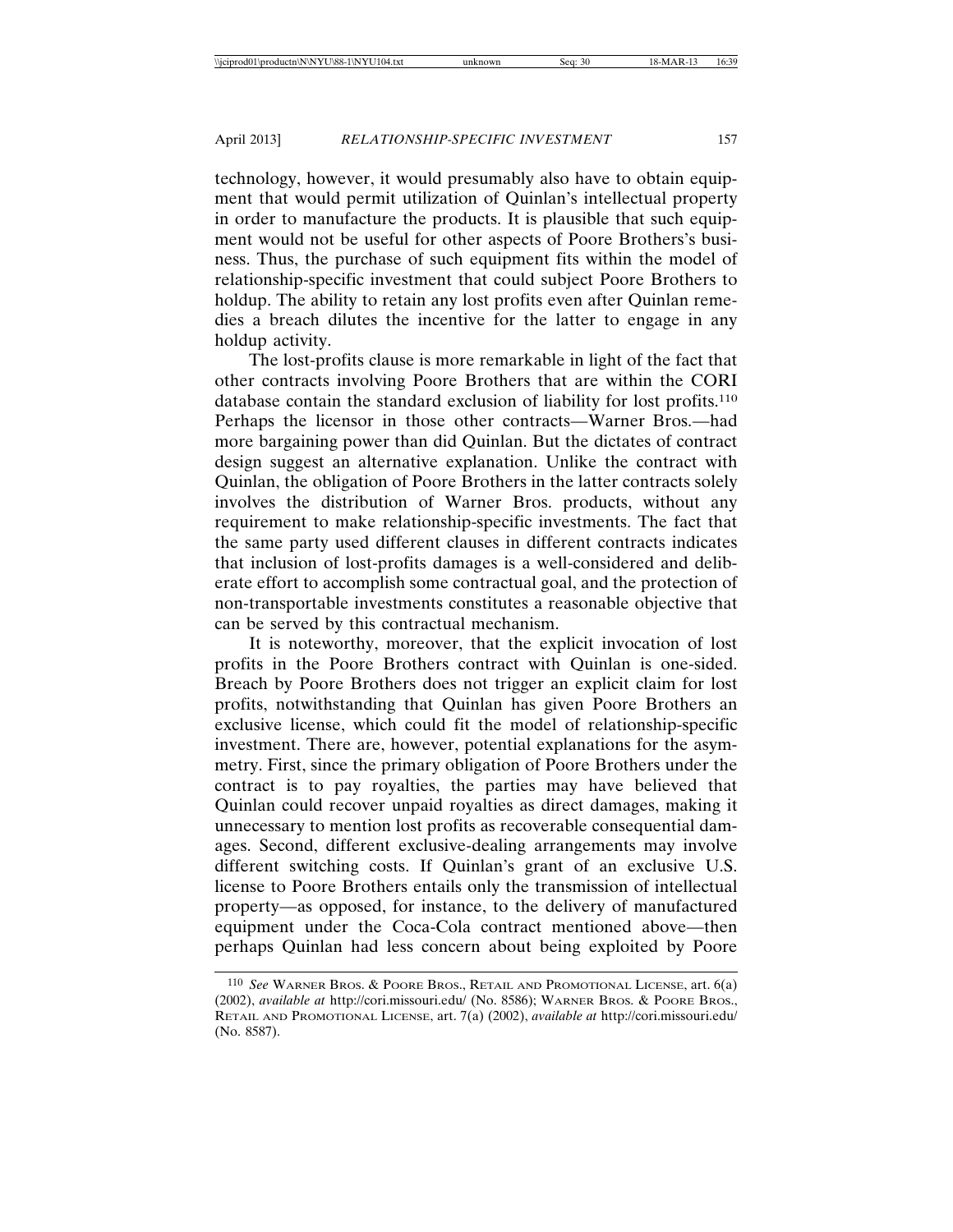technology, however, it would presumably also have to obtain equipment that would permit utilization of Quinlan's intellectual property in order to manufacture the products. It is plausible that such equipment would not be useful for other aspects of Poore Brothers's business. Thus, the purchase of such equipment fits within the model of relationship-specific investment that could subject Poore Brothers to holdup. The ability to retain any lost profits even after Quinlan remedies a breach dilutes the incentive for the latter to engage in any holdup activity.

The lost-profits clause is more remarkable in light of the fact that other contracts involving Poore Brothers that are within the CORI database contain the standard exclusion of liability for lost profits.[110] Perhaps the licensor in those other contracts—Warner Bros.—had more bargaining power than did Quinlan. But the dictates of contract design suggest an alternative explanation. Unlike the contract with Quinlan, the obligation of Poore Brothers in the latter contracts solely involves the distribution of Warner Bros. products, without any requirement to make relationship-specific investments. The fact that the same party used different clauses in different contracts indicates that inclusion of lost-profits damages is a well-considered and deliberate effort to accomplish some contractual goal, and the protection of non-transportable investments constitutes a reasonable objective that can be served by this contractual mechanism.

It is noteworthy, moreover, that the explicit invocation of lost profits in the Poore Brothers contract with Quinlan is one-sided. Breach by Poore Brothers does not trigger an explicit claim for lost profits, notwithstanding that Quinlan has given Poore Brothers an exclusive license, which could fit the model of relationship-specific investment. There are, however, potential explanations for the asymmetry. First, since the primary obligation of Poore Brothers under the contract is to pay royalties, the parties may have believed that Quinlan could recover unpaid royalties as direct damages, making it unnecessary to mention lost profits as recoverable consequential damages. Second, different exclusive-dealing arrangements may involve different switching costs. If Quinlan's grant of an exclusive U.S. license to Poore Brothers entails only the transmission of intellectual property—as opposed, for instance, to the delivery of manufactured equipment under the Coca-Cola contract mentioned above—then perhaps Quinlan had less concern about being exploited by Poore

[110] *See* Warner Bros. & Poore Bros., Retail and Promotional License, art. 6(a) (2002), *available at* http://cori.missouri.edu/ (No. 8586); Warner Bros. & Poore Bros., Retail and Promotional License, art. 7(a) (2002), *available at* http://cori.missouri.edu/ (No. 8587).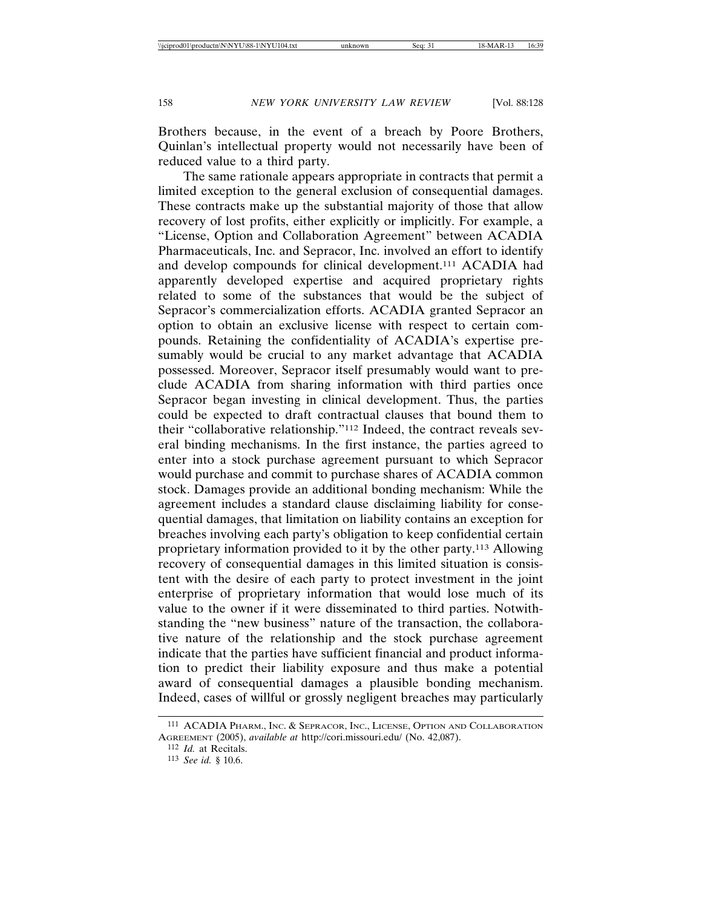Brothers because, in the event of a breach by Poore Brothers, Quinlan's intellectual property would not necessarily have been of reduced value to a third party.

The same rationale appears appropriate in contracts that permit a limited exception to the general exclusion of consequential damages. These contracts make up the substantial majority of those that allow recovery of lost profits, either explicitly or implicitly. For example, a "License, Option and Collaboration Agreement" between ACADIA Pharmaceuticals, Inc. and Sepracor, Inc. involved an effort to identify and develop compounds for clinical development.[111] ACADIA had apparently developed expertise and acquired proprietary rights related to some of the substances that would be the subject of Sepracor's commercialization efforts. ACADIA granted Sepracor an option to obtain an exclusive license with respect to certain compounds. Retaining the confidentiality of ACADIA's expertise presumably would be crucial to any market advantage that ACADIA possessed. Moreover, Sepracor itself presumably would want to preclude ACADIA from sharing information with third parties once Sepracor began investing in clinical development. Thus, the parties could be expected to draft contractual clauses that bound them to their "collaborative relationship."[112] Indeed, the contract reveals several binding mechanisms. In the first instance, the parties agreed to enter into a stock purchase agreement pursuant to which Sepracor would purchase and commit to purchase shares of ACADIA common stock. Damages provide an additional bonding mechanism: While the agreement includes a standard clause disclaiming liability for consequential damages, that limitation on liability contains an exception for breaches involving each party's obligation to keep confidential certain proprietary information provided to it by the other party.[113] Allowing recovery of consequential damages in this limited situation is consistent with the desire of each party to protect investment in the joint enterprise of proprietary information that would lose much of its value to the owner if it were disseminated to third parties. Notwithstanding the "new business" nature of the transaction, the collaborative nature of the relationship and the stock purchase agreement indicate that the parties have sufficient financial and product information to predict their liability exposure and thus make a potential award of consequential damages a plausible bonding mechanism. Indeed, cases of willful or grossly negligent breaches may particularly

---

[111] ACADIA PHARM., INC. & SEPRACOR, INC., LICENSE, OPTION AND COLLABORATION AGREEMENT (2005), *available at* http://cori.missouri.edu/ (No. 42,087).

[112] *Id.* at Recitals.

[113] *See id.* § 10.6.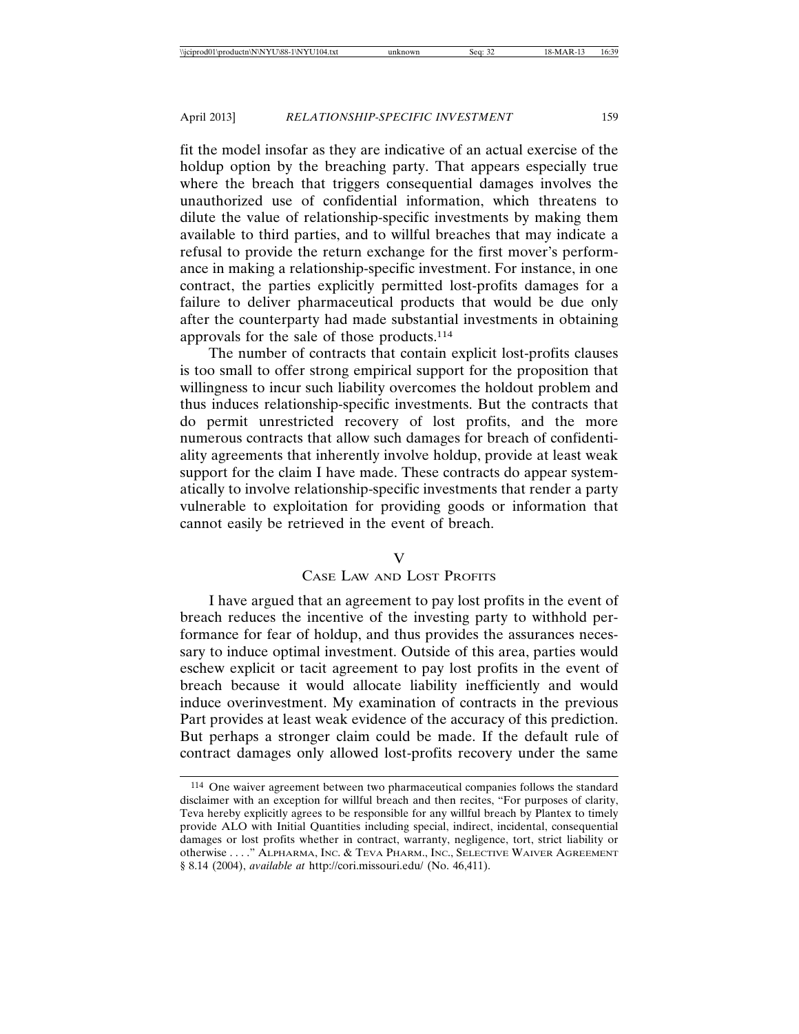fit the model insofar as they are indicative of an actual exercise of the holdup option by the breaching party. That appears especially true where the breach that triggers consequential damages involves the unauthorized use of confidential information, which threatens to dilute the value of relationship-specific investments by making them available to third parties, and to willful breaches that may indicate a refusal to provide the return exchange for the first mover's performance in making a relationship-specific investment. For instance, in one contract, the parties explicitly permitted lost-profits damages for a failure to deliver pharmaceutical products that would be due only after the counterparty had made substantial investments in obtaining approvals for the sale of those products.[114]

The number of contracts that contain explicit lost-profits clauses is too small to offer strong empirical support for the proposition that willingness to incur such liability overcomes the holdout problem and thus induces relationship-specific investments. But the contracts that do permit unrestricted recovery of lost profits, and the more numerous contracts that allow such damages for breach of confidentiality agreements that inherently involve holdup, provide at least weak support for the claim I have made. These contracts do appear systematically to involve relationship-specific investments that render a party vulnerable to exploitation for providing goods or information that cannot easily be retrieved in the event of breach.

## V
## Case Law and Lost Profits

I have argued that an agreement to pay lost profits in the event of breach reduces the incentive of the investing party to withhold performance for fear of holdup, and thus provides the assurances necessary to induce optimal investment. Outside of this area, parties would eschew explicit or tacit agreement to pay lost profits in the event of breach because it would allocate liability inefficiently and would induce overinvestment. My examination of contracts in the previous Part provides at least weak evidence of the accuracy of this prediction. But perhaps a stronger claim could be made. If the default rule of contract damages only allowed lost-profits recovery under the same

---

[114] One waiver agreement between two pharmaceutical companies follows the standard disclaimer with an exception for willful breach and then recites, "For purposes of clarity, Teva hereby explicitly agrees to be responsible for any willful breach by Plantex to timely provide ALO with Initial Quantities including special, indirect, incidental, consequential damages or lost profits whether in contract, warranty, negligence, tort, strict liability or otherwise . . . ." Alpharma, Inc. & Teva Pharm., Inc., Selective Waiver Agreement § 8.14 (2004), *available at* http://cori.missouri.edu/ (No. 46,411).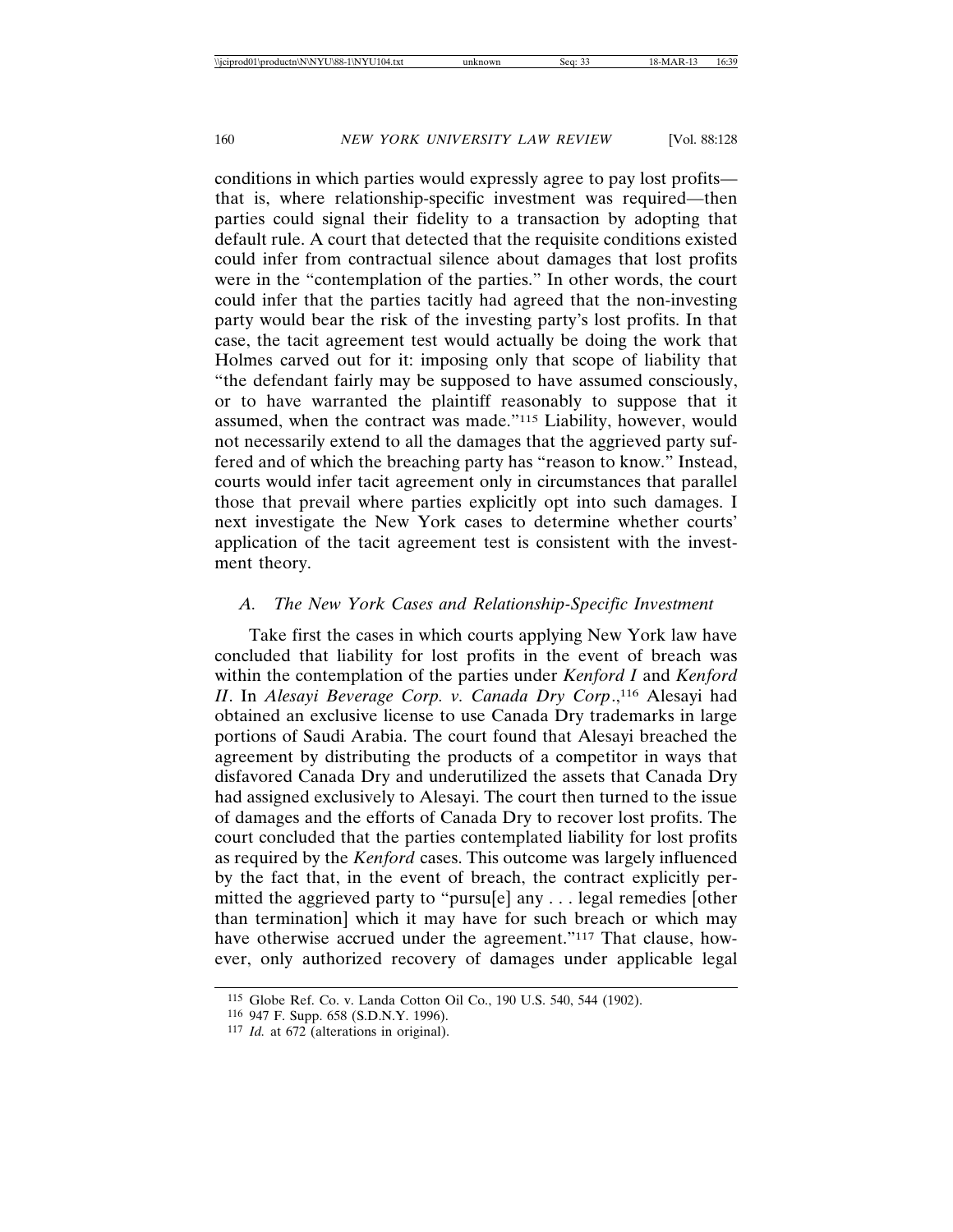conditions in which parties would expressly agree to pay lost profits—that is, where relationship-specific investment was required—then parties could signal their fidelity to a transaction by adopting that default rule. A court that detected that the requisite conditions existed could infer from contractual silence about damages that lost profits were in the "contemplation of the parties." In other words, the court could infer that the parties tacitly had agreed that the non-investing party would bear the risk of the investing party's lost profits. In that case, the tacit agreement test would actually be doing the work that Holmes carved out for it: imposing only that scope of liability that "the defendant fairly may be supposed to have assumed consciously, or to have warranted the plaintiff reasonably to suppose that it assumed, when the contract was made."[115] Liability, however, would not necessarily extend to all the damages that the aggrieved party suffered and of which the breaching party has "reason to know." Instead, courts would infer tacit agreement only in circumstances that parallel those that prevail where parties explicitly opt into such damages. I next investigate the New York cases to determine whether courts' application of the tacit agreement test is consistent with the investment theory.

### A. *The New York Cases and Relationship-Specific Investment*

Take first the cases in which courts applying New York law have concluded that liability for lost profits in the event of breach was within the contemplation of the parties under *Kenford I* and *Kenford II*. In *Alesayi Beverage Corp. v. Canada Dry Corp.*,[116] Alesayi had obtained an exclusive license to use Canada Dry trademarks in large portions of Saudi Arabia. The court found that Alesayi breached the agreement by distributing the products of a competitor in ways that disfavored Canada Dry and underutilized the assets that Canada Dry had assigned exclusively to Alesayi. The court then turned to the issue of damages and the efforts of Canada Dry to recover lost profits. The court concluded that the parties contemplated liability for lost profits as required by the *Kenford* cases. This outcome was largely influenced by the fact that, in the event of breach, the contract explicitly permitted the aggrieved party to "pursu[e] any . . . legal remedies [other than termination] which it may have for such breach or which may have otherwise accrued under the agreement."[117] That clause, however, only authorized recovery of damages under applicable legal

---

[115] Globe Ref. Co. v. Landa Cotton Oil Co., 190 U.S. 540, 544 (1902).

[116] 947 F. Supp. 658 (S.D.N.Y. 1996).

[117] *Id.* at 672 (alterations in original).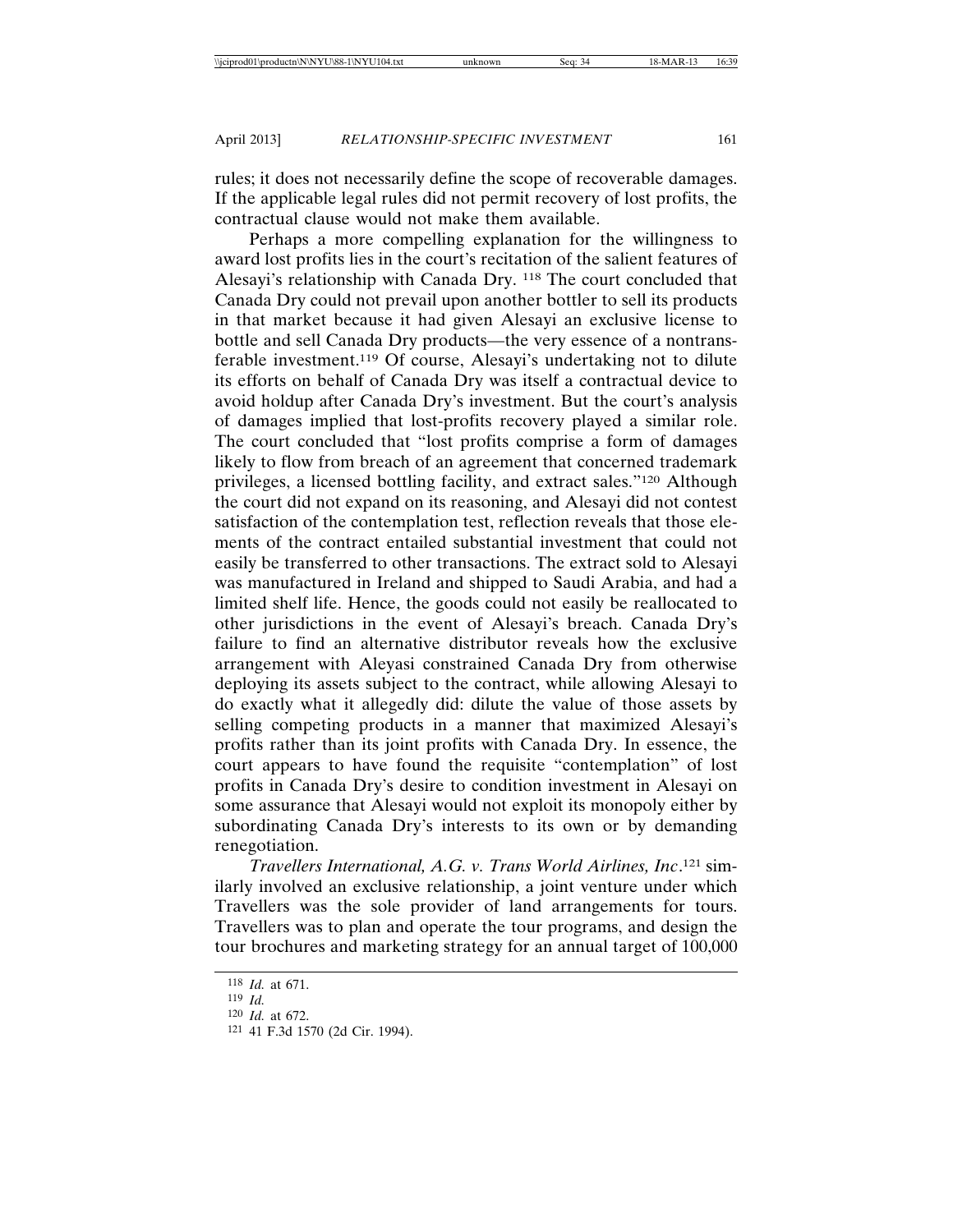rules; it does not necessarily define the scope of recoverable damages. If the applicable legal rules did not permit recovery of lost profits, the contractual clause would not make them available.

Perhaps a more compelling explanation for the willingness to award lost profits lies in the court's recitation of the salient features of Alesayi's relationship with Canada Dry. [118] The court concluded that Canada Dry could not prevail upon another bottler to sell its products in that market because it had given Alesayi an exclusive license to bottle and sell Canada Dry products—the very essence of a nontransferable investment.[119] Of course, Alesayi's undertaking not to dilute its efforts on behalf of Canada Dry was itself a contractual device to avoid holdup after Canada Dry's investment. But the court's analysis of damages implied that lost-profits recovery played a similar role. The court concluded that "lost profits comprise a form of damages likely to flow from breach of an agreement that concerned trademark privileges, a licensed bottling facility, and extract sales."[120] Although the court did not expand on its reasoning, and Alesayi did not contest satisfaction of the contemplation test, reflection reveals that those elements of the contract entailed substantial investment that could not easily be transferred to other transactions. The extract sold to Alesayi was manufactured in Ireland and shipped to Saudi Arabia, and had a limited shelf life. Hence, the goods could not easily be reallocated to other jurisdictions in the event of Alesayi's breach. Canada Dry's failure to find an alternative distributor reveals how the exclusive arrangement with Aleyasi constrained Canada Dry from otherwise deploying its assets subject to the contract, while allowing Alesayi to do exactly what it allegedly did: dilute the value of those assets by selling competing products in a manner that maximized Alesayi's profits rather than its joint profits with Canada Dry. In essence, the court appears to have found the requisite "contemplation" of lost profits in Canada Dry's desire to condition investment in Alesayi on some assurance that Alesayi would not exploit its monopoly either by subordinating Canada Dry's interests to its own or by demanding renegotiation.

*Travellers International, A.G. v. Trans World Airlines, Inc*.[121] similarly involved an exclusive relationship, a joint venture under which Travellers was the sole provider of land arrangements for tours. Travellers was to plan and operate the tour programs, and design the tour brochures and marketing strategy for an annual target of 100,000

---

[118] *Id.* at 671.

[119] *Id.*

[120] *Id.* at 672.

[121] 41 F.3d 1570 (2d Cir. 1994).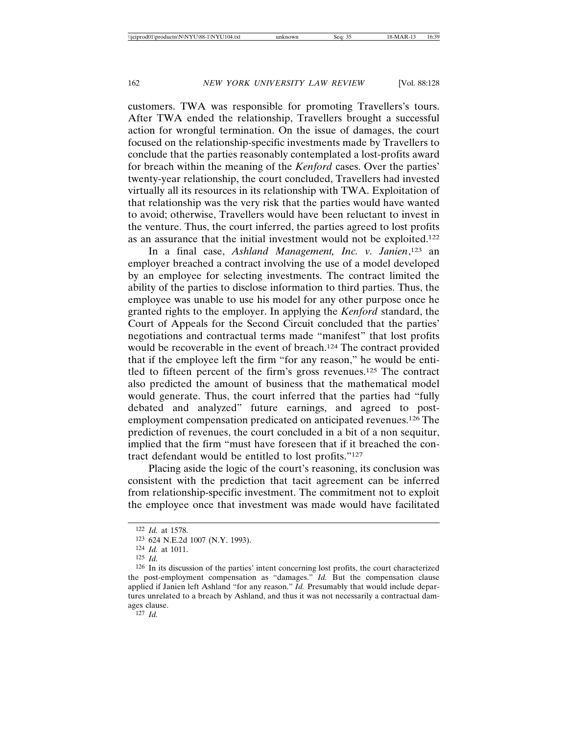customers. TWA was responsible for promoting Travellers's tours. After TWA ended the relationship, Travellers brought a successful action for wrongful termination. On the issue of damages, the court focused on the relationship-specific investments made by Travellers to conclude that the parties reasonably contemplated a lost-profits award for breach within the meaning of the *Kenford* cases. Over the parties' twenty-year relationship, the court concluded, Travellers had invested virtually all its resources in its relationship with TWA. Exploitation of that relationship was the very risk that the parties would have wanted to avoid; otherwise, Travellers would have been reluctant to invest in the venture. Thus, the court inferred, the parties agreed to lost profits as an assurance that the initial investment would not be exploited.[122]

In a final case, *Ashland Management, Inc. v. Janien*,[123] an employer breached a contract involving the use of a model developed by an employee for selecting investments. The contract limited the ability of the parties to disclose information to third parties. Thus, the employee was unable to use his model for any other purpose once he granted rights to the employer. In applying the *Kenford* standard, the Court of Appeals for the Second Circuit concluded that the parties' negotiations and contractual terms made "manifest" that lost profits would be recoverable in the event of breach.[124] The contract provided that if the employee left the firm "for any reason," he would be entitled to fifteen percent of the firm's gross revenues.[125] The contract also predicted the amount of business that the mathematical model would generate. Thus, the court inferred that the parties had "fully debated and analyzed" future earnings, and agreed to post-employment compensation predicated on anticipated revenues.[126] The prediction of revenues, the court concluded in a bit of a non sequitur, implied that the firm "must have foreseen that if it breached the contract defendant would be entitled to lost profits."[127]

Placing aside the logic of the court's reasoning, its conclusion was consistent with the prediction that tacit agreement can be inferred from relationship-specific investment. The commitment not to exploit the employee once that investment was made would have facilitated

---

[122] *Id.* at 1578.

[123] 624 N.E.2d 1007 (N.Y. 1993).

[124] *Id.* at 1011.

[125] *Id.*

[126] In its discussion of the parties' intent concerning lost profits, the court characterized the post-employment compensation as "damages." *Id.* But the compensation clause applied if Janien left Ashland "for any reason." *Id.* Presumably that would include departures unrelated to a breach by Ashland, and thus it was not necessarily a contractual damages clause.

[127] *Id.*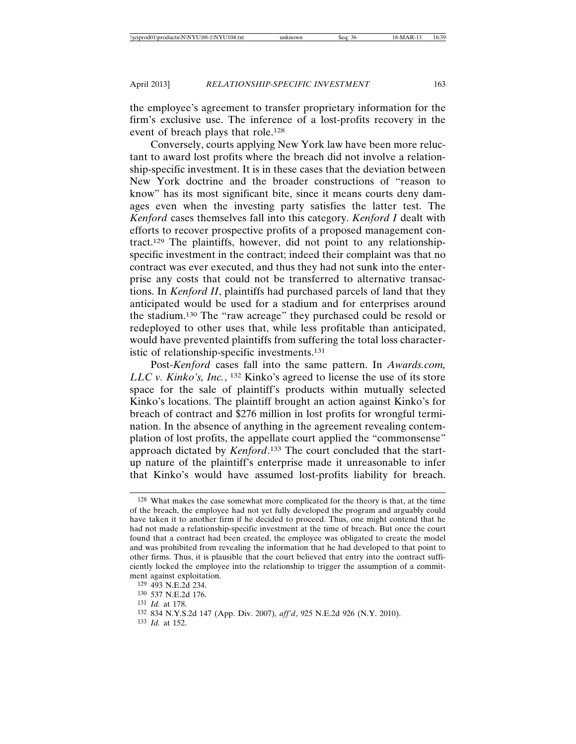the employee's agreement to transfer proprietary information for the firm's exclusive use. The inference of a lost-profits recovery in the event of breach plays that role.[128]

Conversely, courts applying New York law have been more reluctant to award lost profits where the breach did not involve a relationship-specific investment. It is in these cases that the deviation between New York doctrine and the broader constructions of "reason to know" has its most significant bite, since it means courts deny damages even when the investing party satisfies the latter test. The *Kenford* cases themselves fall into this category. *Kenford I* dealt with efforts to recover prospective profits of a proposed management contract.[129] The plaintiffs, however, did not point to any relationship-specific investment in the contract; indeed their complaint was that no contract was ever executed, and thus they had not sunk into the enterprise any costs that could not be transferred to alternative transactions. In *Kenford II*, plaintiffs had purchased parcels of land that they anticipated would be used for a stadium and for enterprises around the stadium.[130] The "raw acreage" they purchased could be resold or redeployed to other uses that, while less profitable than anticipated, would have prevented plaintiffs from suffering the total loss characteristic of relationship-specific investments.[131]

Post-*Kenford* cases fall into the same pattern. In *Awards.com, LLC v. Kinko's, Inc.*, [132] Kinko's agreed to license the use of its store space for the sale of plaintiff's products within mutually selected Kinko's locations. The plaintiff brought an action against Kinko's for breach of contract and $276 million in lost profits for wrongful termination. In the absence of anything in the agreement revealing contemplation of lost profits, the appellate court applied the "commonsense" approach dictated by *Kenford*.[133] The court concluded that the start-up nature of the plaintiff's enterprise made it unreasonable to infer that Kinko's would have assumed lost-profits liability for breach.

---

[128] What makes the case somewhat more complicated for the theory is that, at the time of the breach, the employee had not yet fully developed the program and arguably could have taken it to another firm if he decided to proceed. Thus, one might contend that he had not made a relationship-specific investment at the time of breach. But once the court found that a contract had been created, the employee was obligated to create the model and was prohibited from revealing the information that he had developed to that point to other firms. Thus, it is plausible that the court believed that entry into the contract sufficiently locked the employee into the relationship to trigger the assumption of a commitment against exploitation.

[129] 493 N.E.2d 234.

[130] 537 N.E.2d 176.

[131] *Id.* at 178.

[132] 834 N.Y.S.2d 147 (App. Div. 2007), *aff'd*, 925 N.E.2d 926 (N.Y. 2010).

[133] *Id.* at 152.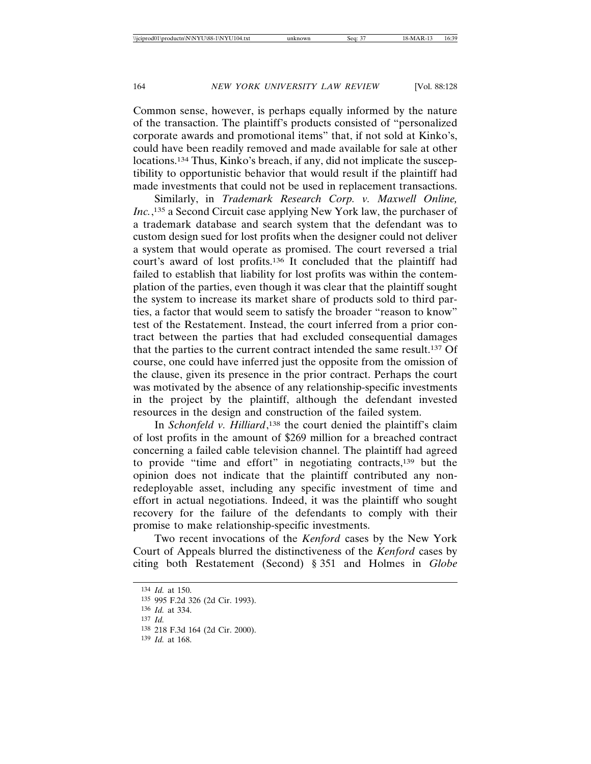Common sense, however, is perhaps equally informed by the nature of the transaction. The plaintiff's products consisted of "personalized corporate awards and promotional items" that, if not sold at Kinko's, could have been readily removed and made available for sale at other locations.[134] Thus, Kinko's breach, if any, did not implicate the susceptibility to opportunistic behavior that would result if the plaintiff had made investments that could not be used in replacement transactions.

Similarly, in *Trademark Research Corp. v. Maxwell Online, Inc.*,[135] a Second Circuit case applying New York law, the purchaser of a trademark database and search system that the defendant was to custom design sued for lost profits when the designer could not deliver a system that would operate as promised. The court reversed a trial court's award of lost profits.[136] It concluded that the plaintiff had failed to establish that liability for lost profits was within the contemplation of the parties, even though it was clear that the plaintiff sought the system to increase its market share of products sold to third parties, a factor that would seem to satisfy the broader "reason to know" test of the Restatement. Instead, the court inferred from a prior contract between the parties that had excluded consequential damages that the parties to the current contract intended the same result.[137] Of course, one could have inferred just the opposite from the omission of the clause, given its presence in the prior contract. Perhaps the court was motivated by the absence of any relationship-specific investments in the project by the plaintiff, although the defendant invested resources in the design and construction of the failed system.

In *Schonfeld v. Hilliard*,[138] the court denied the plaintiff's claim of lost profits in the amount of $269 million for a breached contract concerning a failed cable television channel. The plaintiff had agreed to provide "time and effort" in negotiating contracts,[139] but the opinion does not indicate that the plaintiff contributed any non-redeployable asset, including any specific investment of time and effort in actual negotiations. Indeed, it was the plaintiff who sought recovery for the failure of the defendants to comply with their promise to make relationship-specific investments.

Two recent invocations of the *Kenford* cases by the New York Court of Appeals blurred the distinctiveness of the *Kenford* cases by citing both Restatement (Second) § 351 and Holmes in *Globe*

---

[134] *Id.* at 150.

[135] 995 F.2d 326 (2d Cir. 1993).

[136] *Id.* at 334.

[137] *Id.*

[138] 218 F.3d 164 (2d Cir. 2000).

[139] *Id.* at 168.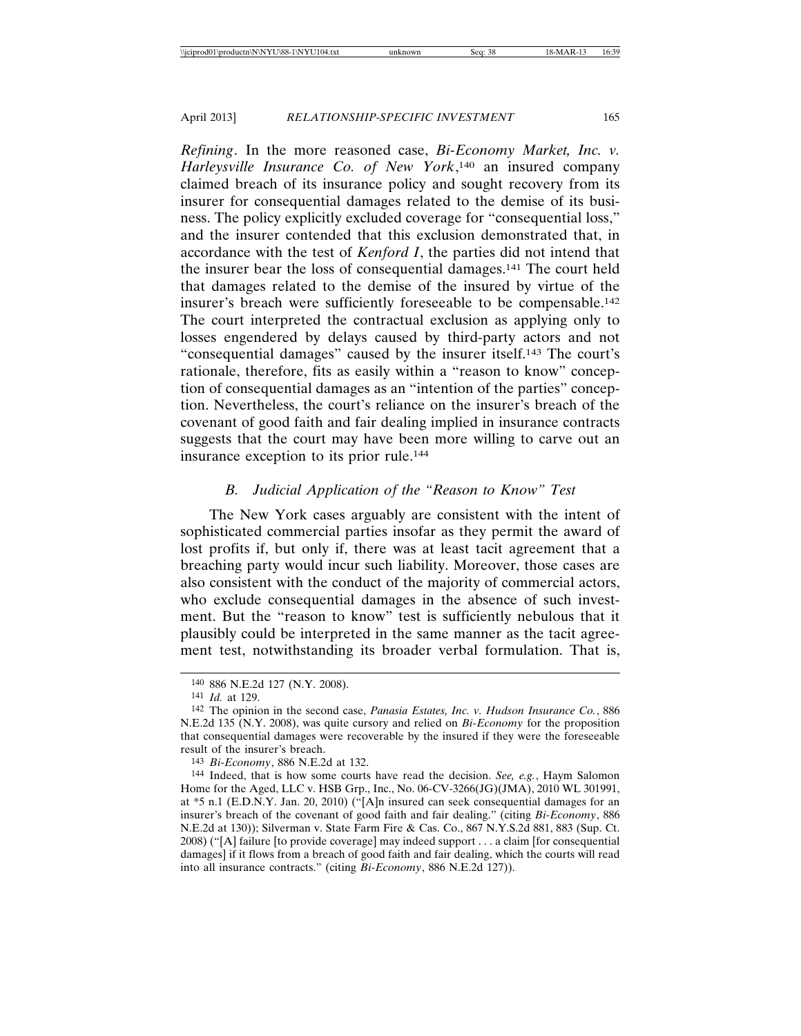*Refining*. In the more reasoned case, *Bi-Economy Market, Inc. v. Harleysville Insurance Co. of New York*,[140] an insured company claimed breach of its insurance policy and sought recovery from its insurer for consequential damages related to the demise of its business. The policy explicitly excluded coverage for "consequential loss," and the insurer contended that this exclusion demonstrated that, in accordance with the test of *Kenford I*, the parties did not intend that the insurer bear the loss of consequential damages.[141] The court held that damages related to the demise of the insured by virtue of the insurer's breach were sufficiently foreseeable to be compensable.[142] The court interpreted the contractual exclusion as applying only to losses engendered by delays caused by third-party actors and not "consequential damages" caused by the insurer itself.[143] The court's rationale, therefore, fits as easily within a "reason to know" conception of consequential damages as an "intention of the parties" conception. Nevertheless, the court's reliance on the insurer's breach of the covenant of good faith and fair dealing implied in insurance contracts suggests that the court may have been more willing to carve out an insurance exception to its prior rule.[144]

### *B. Judicial Application of the "Reason to Know" Test*

The New York cases arguably are consistent with the intent of sophisticated commercial parties insofar as they permit the award of lost profits if, but only if, there was at least tacit agreement that a breaching party would incur such liability. Moreover, those cases are also consistent with the conduct of the majority of commercial actors, who exclude consequential damages in the absence of such investment. But the "reason to know" test is sufficiently nebulous that it plausibly could be interpreted in the same manner as the tacit agreement test, notwithstanding its broader verbal formulation. That is,

---

[140] 886 N.E.2d 127 (N.Y. 2008).

[141] *Id.* at 129.

[142] The opinion in the second case, *Panasia Estates, Inc. v. Hudson Insurance Co.*, 886 N.E.2d 135 (N.Y. 2008), was quite cursory and relied on *Bi-Economy* for the proposition that consequential damages were recoverable by the insured if they were the foreseeable result of the insurer's breach.

[143] *Bi-Economy*, 886 N.E.2d at 132.

[144] Indeed, that is how some courts have read the decision. *See, e.g.*, Haym Salomon Home for the Aged, LLC v. HSB Grp., Inc., No. 06-CV-3266(JG)(JMA), 2010 WL 301991, at *5 n.1 (E.D.N.Y. Jan. 20, 2010) ("[A]n insured can seek consequential damages for an insurer's breach of the covenant of good faith and fair dealing." (citing *Bi-Economy*, 886 N.E.2d at 130)); Silverman v. State Farm Fire & Cas. Co., 867 N.Y.S.2d 881, 883 (Sup. Ct. 2008) ("[A] failure [to provide coverage] may indeed support . . . a claim [for consequential damages] if it flows from a breach of good faith and fair dealing, which the courts will read into all insurance contracts." (citing *Bi-Economy*, 886 N.E.2d 127)).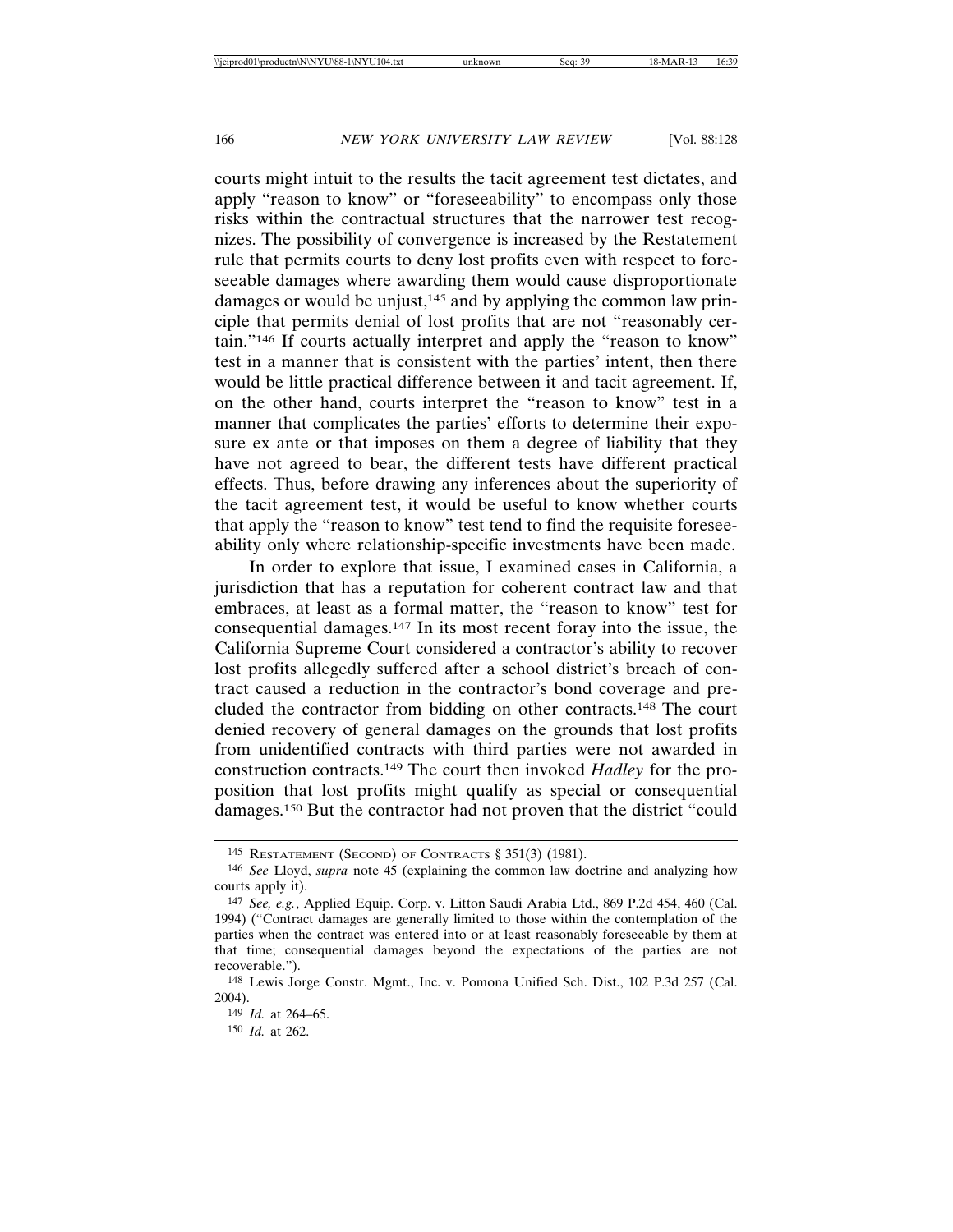courts might intuit to the results the tacit agreement test dictates, and apply "reason to know" or "foreseeability" to encompass only those risks within the contractual structures that the narrower test recognizes. The possibility of convergence is increased by the Restatement rule that permits courts to deny lost profits even with respect to foreseeable damages where awarding them would cause disproportionate damages or would be unjust,[145] and by applying the common law principle that permits denial of lost profits that are not "reasonably certain."[146] If courts actually interpret and apply the "reason to know" test in a manner that is consistent with the parties' intent, then there would be little practical difference between it and tacit agreement. If, on the other hand, courts interpret the "reason to know" test in a manner that complicates the parties' efforts to determine their exposure ex ante or that imposes on them a degree of liability that they have not agreed to bear, the different tests have different practical effects. Thus, before drawing any inferences about the superiority of the tacit agreement test, it would be useful to know whether courts that apply the "reason to know" test tend to find the requisite foreseeability only where relationship-specific investments have been made.

In order to explore that issue, I examined cases in California, a jurisdiction that has a reputation for coherent contract law and that embraces, at least as a formal matter, the "reason to know" test for consequential damages.[147] In its most recent foray into the issue, the California Supreme Court considered a contractor's ability to recover lost profits allegedly suffered after a school district's breach of contract caused a reduction in the contractor's bond coverage and precluded the contractor from bidding on other contracts.[148] The court denied recovery of general damages on the grounds that lost profits from unidentified contracts with third parties were not awarded in construction contracts.[149] The court then invoked *Hadley* for the proposition that lost profits might qualify as special or consequential damages.[150] But the contractor had not proven that the district "could

---

[145] Restatement (Second) of Contracts § 351(3) (1981).

[146] *See* Lloyd, *supra* note 45 (explaining the common law doctrine and analyzing how courts apply it).

[147] *See, e.g.*, Applied Equip. Corp. v. Litton Saudi Arabia Ltd., 869 P.2d 454, 460 (Cal. 1994) ("Contract damages are generally limited to those within the contemplation of the parties when the contract was entered into or at least reasonably foreseeable by them at that time; consequential damages beyond the expectations of the parties are not recoverable.").

[148] Lewis Jorge Constr. Mgmt., Inc. v. Pomona Unified Sch. Dist., 102 P.3d 257 (Cal. 2004).

[149] *Id.* at 264–65.

[150] *Id.* at 262.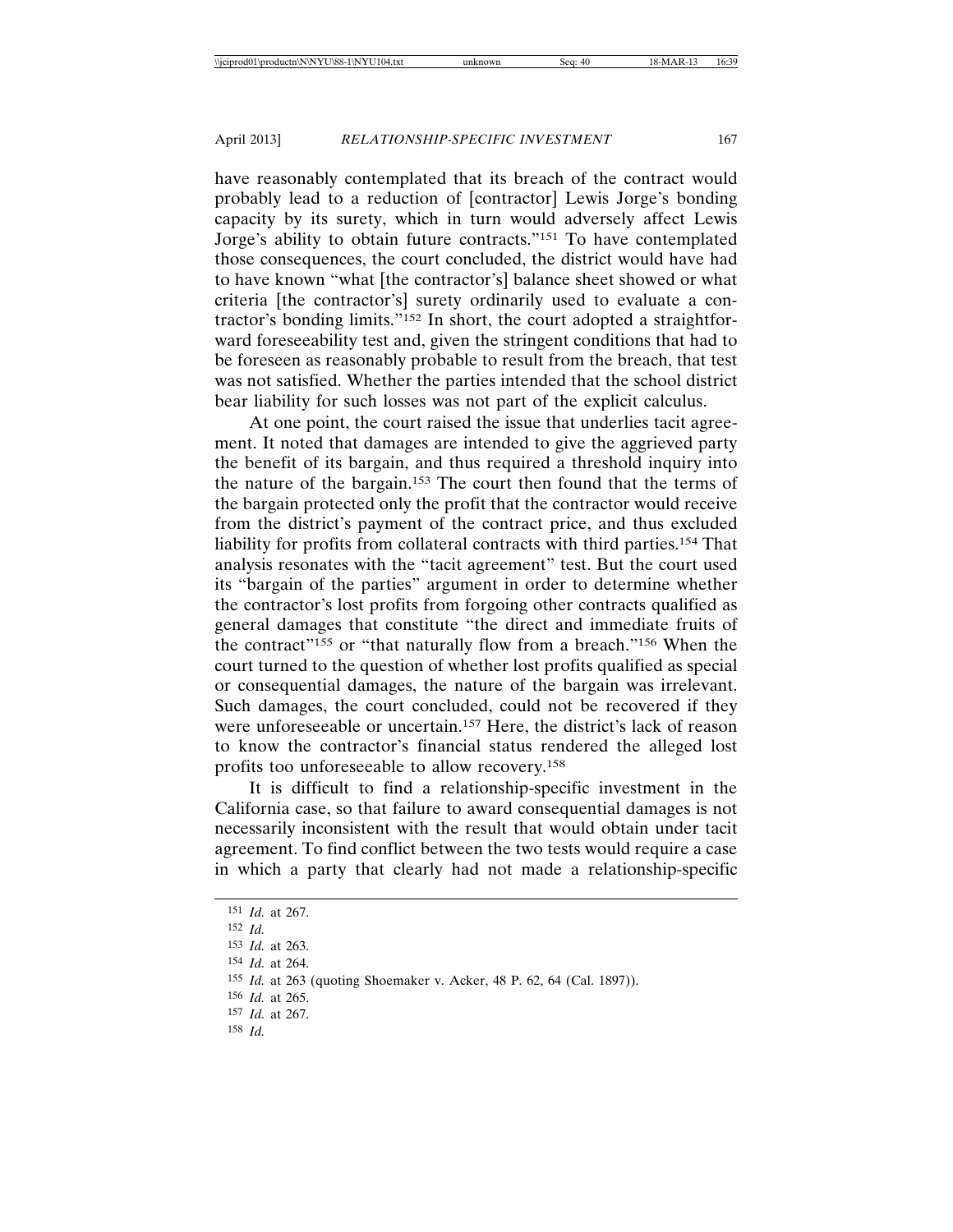have reasonably contemplated that its breach of the contract would probably lead to a reduction of [contractor] Lewis Jorge's bonding capacity by its surety, which in turn would adversely affect Lewis Jorge's ability to obtain future contracts."[151] To have contemplated those consequences, the court concluded, the district would have had to have known "what [the contractor's] balance sheet showed or what criteria [the contractor's] surety ordinarily used to evaluate a contractor's bonding limits."[152] In short, the court adopted a straightforward foreseeability test and, given the stringent conditions that had to be foreseen as reasonably probable to result from the breach, that test was not satisfied. Whether the parties intended that the school district bear liability for such losses was not part of the explicit calculus.

At one point, the court raised the issue that underlies tacit agreement. It noted that damages are intended to give the aggrieved party the benefit of its bargain, and thus required a threshold inquiry into the nature of the bargain.[153] The court then found that the terms of the bargain protected only the profit that the contractor would receive from the district's payment of the contract price, and thus excluded liability for profits from collateral contracts with third parties.[154] That analysis resonates with the "tacit agreement" test. But the court used its "bargain of the parties" argument in order to determine whether the contractor's lost profits from forgoing other contracts qualified as general damages that constitute "the direct and immediate fruits of the contract"[155] or "that naturally flow from a breach."[156] When the court turned to the question of whether lost profits qualified as special or consequential damages, the nature of the bargain was irrelevant. Such damages, the court concluded, could not be recovered if they were unforeseeable or uncertain.[157] Here, the district's lack of reason to know the contractor's financial status rendered the alleged lost profits too unforeseeable to allow recovery.[158]

It is difficult to find a relationship-specific investment in the California case, so that failure to award consequential damages is not necessarily inconsistent with the result that would obtain under tacit agreement. To find conflict between the two tests would require a case in which a party that clearly had not made a relationship-specific

---

[151] *Id.* at 267.

[152] *Id.*

[153] *Id.* at 263.

[154] *Id.* at 264.

[155] *Id.* at 263 (quoting Shoemaker v. Acker, 48 P. 62, 64 (Cal. 1897)).

[156] *Id.* at 265.

[157] *Id.* at 267.

[158] *Id.*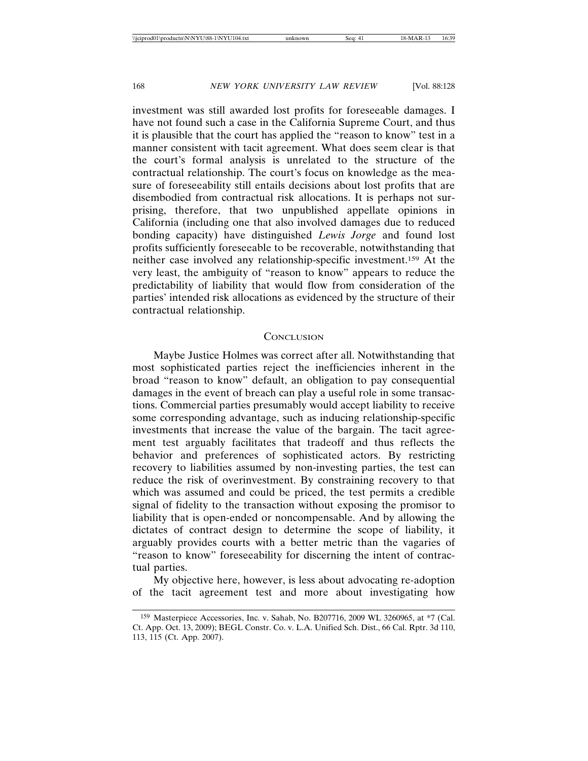investment was still awarded lost profits for foreseeable damages. I have not found such a case in the California Supreme Court, and thus it is plausible that the court has applied the "reason to know" test in a manner consistent with tacit agreement. What does seem clear is that the court's formal analysis is unrelated to the structure of the contractual relationship. The court's focus on knowledge as the measure of foreseeability still entails decisions about lost profits that are disembodied from contractual risk allocations. It is perhaps not surprising, therefore, that two unpublished appellate opinions in California (including one that also involved damages due to reduced bonding capacity) have distinguished *Lewis Jorge* and found lost profits sufficiently foreseeable to be recoverable, notwithstanding that neither case involved any relationship-specific investment.[159] At the very least, the ambiguity of "reason to know" appears to reduce the predictability of liability that would flow from consideration of the parties' intended risk allocations as evidenced by the structure of their contractual relationship.

## Conclusion

Maybe Justice Holmes was correct after all. Notwithstanding that most sophisticated parties reject the inefficiencies inherent in the broad "reason to know" default, an obligation to pay consequential damages in the event of breach can play a useful role in some transactions. Commercial parties presumably would accept liability to receive some corresponding advantage, such as inducing relationship-specific investments that increase the value of the bargain. The tacit agreement test arguably facilitates that tradeoff and thus reflects the behavior and preferences of sophisticated actors. By restricting recovery to liabilities assumed by non-investing parties, the test can reduce the risk of overinvestment. By constraining recovery to that which was assumed and could be priced, the test permits a credible signal of fidelity to the transaction without exposing the promisor to liability that is open-ended or noncompensable. And by allowing the dictates of contract design to determine the scope of liability, it arguably provides courts with a better metric than the vagaries of "reason to know" foreseeability for discerning the intent of contractual parties.

My objective here, however, is less about advocating re-adoption of the tacit agreement test and more about investigating how

---

[159] Masterpiece Accessories, Inc. v. Sahab, No. B207716, 2009 WL 3260965, at *7 (Cal. Ct. App. Oct. 13, 2009); BEGL Constr. Co. v. L.A. Unified Sch. Dist., 66 Cal. Rptr. 3d 110, 113, 115 (Ct. App. 2007).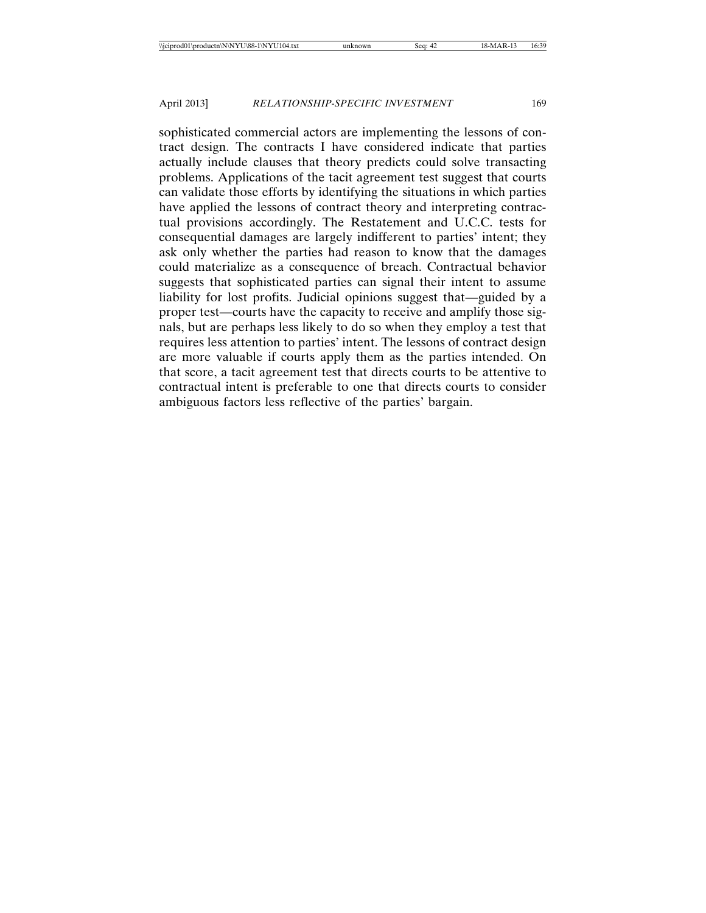sophisticated commercial actors are implementing the lessons of contract design. The contracts I have considered indicate that parties actually include clauses that theory predicts could solve transacting problems. Applications of the tacit agreement test suggest that courts can validate those efforts by identifying the situations in which parties have applied the lessons of contract theory and interpreting contractual provisions accordingly. The Restatement and U.C.C. tests for consequential damages are largely indifferent to parties' intent; they ask only whether the parties had reason to know that the damages could materialize as a consequence of breach. Contractual behavior suggests that sophisticated parties can signal their intent to assume liability for lost profits. Judicial opinions suggest that—guided by a proper test—courts have the capacity to receive and amplify those signals, but are perhaps less likely to do so when they employ a test that requires less attention to parties' intent. The lessons of contract design are more valuable if courts apply them as the parties intended. On that score, a tacit agreement test that directs courts to be attentive to contractual intent is preferable to one that directs courts to consider ambiguous factors less reflective of the parties' bargain.